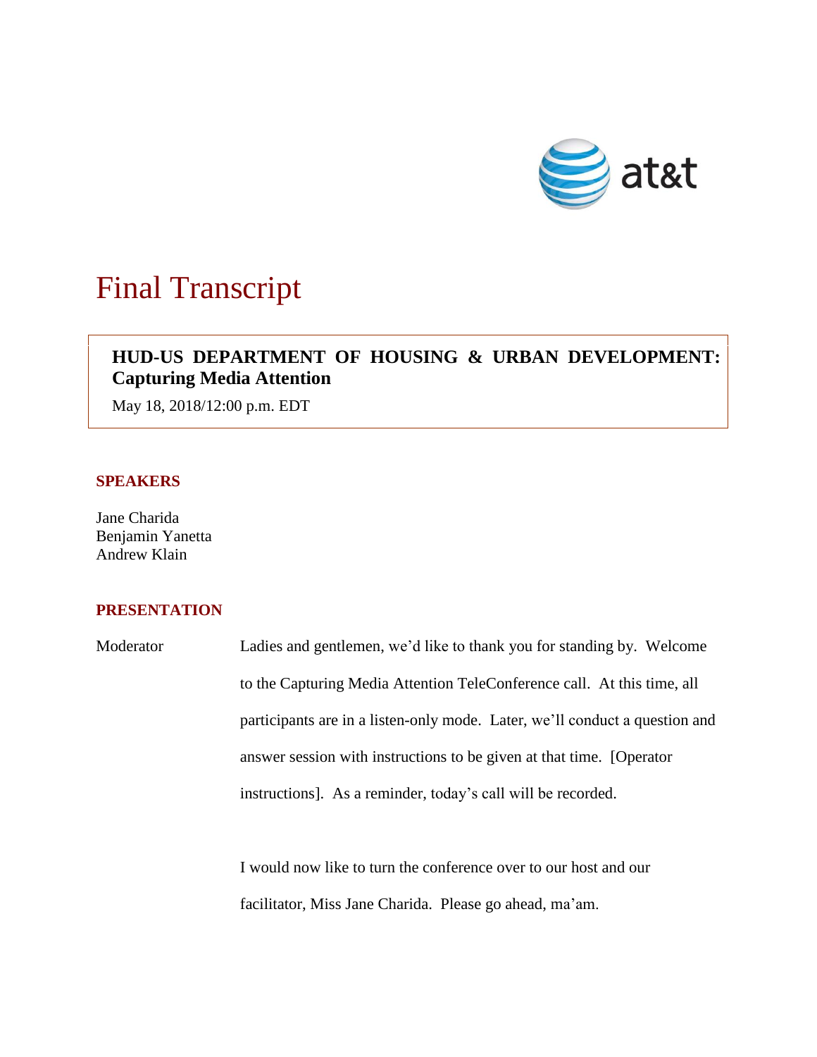# Final Transcript

**HUD-US DEPARTMENT OF HOUSING & URBAN DEVELOPMENT: Capturing Media Attention**

May 18, 2018/12:00 p.m. EDT

## SPEAKERS

Jane Charida
Benjamin Yanetta
Andrew Klain

## PRESENTATION

Moderator: Ladies and gentlemen, we'd like to thank you for standing by. Welcome to the Capturing Media Attention TeleConference call. At this time, all participants are in a listen-only mode. Later, we'll conduct a question and answer session with instructions to be given at that time. [Operator instructions]. As a reminder, today's call will be recorded.

I would now like to turn the conference over to our host and our facilitator, Miss Jane Charida. Please go ahead, ma'am.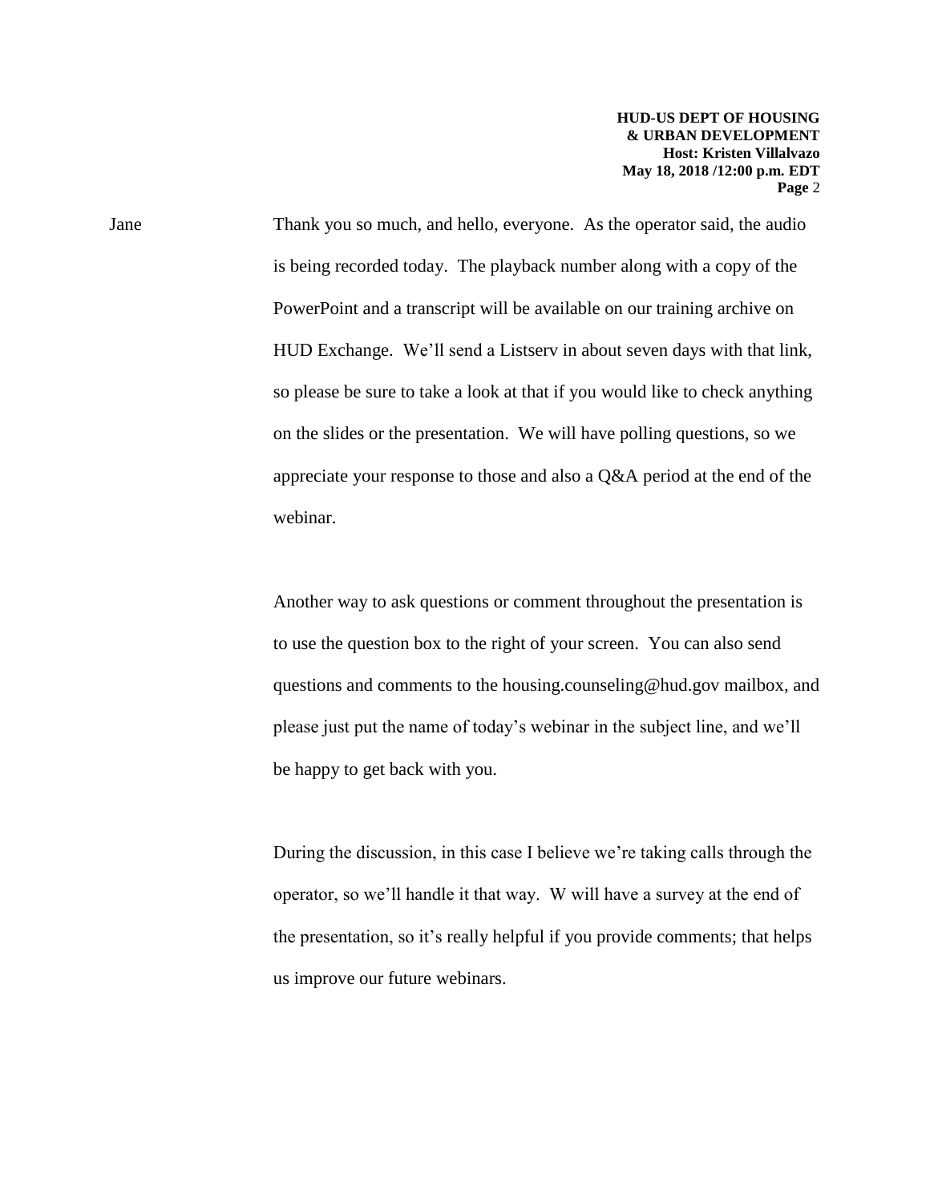Jane Thank you so much, and hello, everyone. As the operator said, the audio is being recorded today. The playback number along with a copy of the PowerPoint and a transcript will be available on our training archive on HUD Exchange. We'll send a Listserv in about seven days with that link, so please be sure to take a look at that if you would like to check anything on the slides or the presentation. We will have polling questions, so we appreciate your response to those and also a Q&A period at the end of the webinar.

Another way to ask questions or comment throughout the presentation is to use the question box to the right of your screen. You can also send questions and comments to the housing.counseling@hud.gov mailbox, and please just put the name of today's webinar in the subject line, and we'll be happy to get back with you.

During the discussion, in this case I believe we're taking calls through the operator, so we'll handle it that way. W will have a survey at the end of the presentation, so it's really helpful if you provide comments; that helps us improve our future webinars.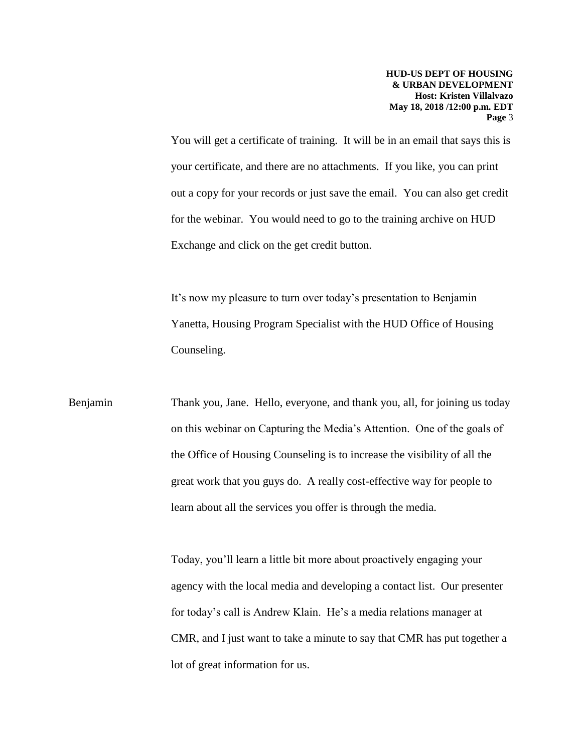You will get a certificate of training. It will be in an email that says this is your certificate, and there are no attachments. If you like, you can print out a copy for your records or just save the email. You can also get credit for the webinar. You would need to go to the training archive on HUD Exchange and click on the get credit button.

It's now my pleasure to turn over today's presentation to Benjamin Yanetta, Housing Program Specialist with the HUD Office of Housing Counseling.

Benjamin: Thank you, Jane. Hello, everyone, and thank you, all, for joining us today on this webinar on Capturing the Media's Attention. One of the goals of the Office of Housing Counseling is to increase the visibility of all the great work that you guys do. A really cost-effective way for people to learn about all the services you offer is through the media.

Today, you'll learn a little bit more about proactively engaging your agency with the local media and developing a contact list. Our presenter for today's call is Andrew Klain. He's a media relations manager at CMR, and I just want to take a minute to say that CMR has put together a lot of great information for us.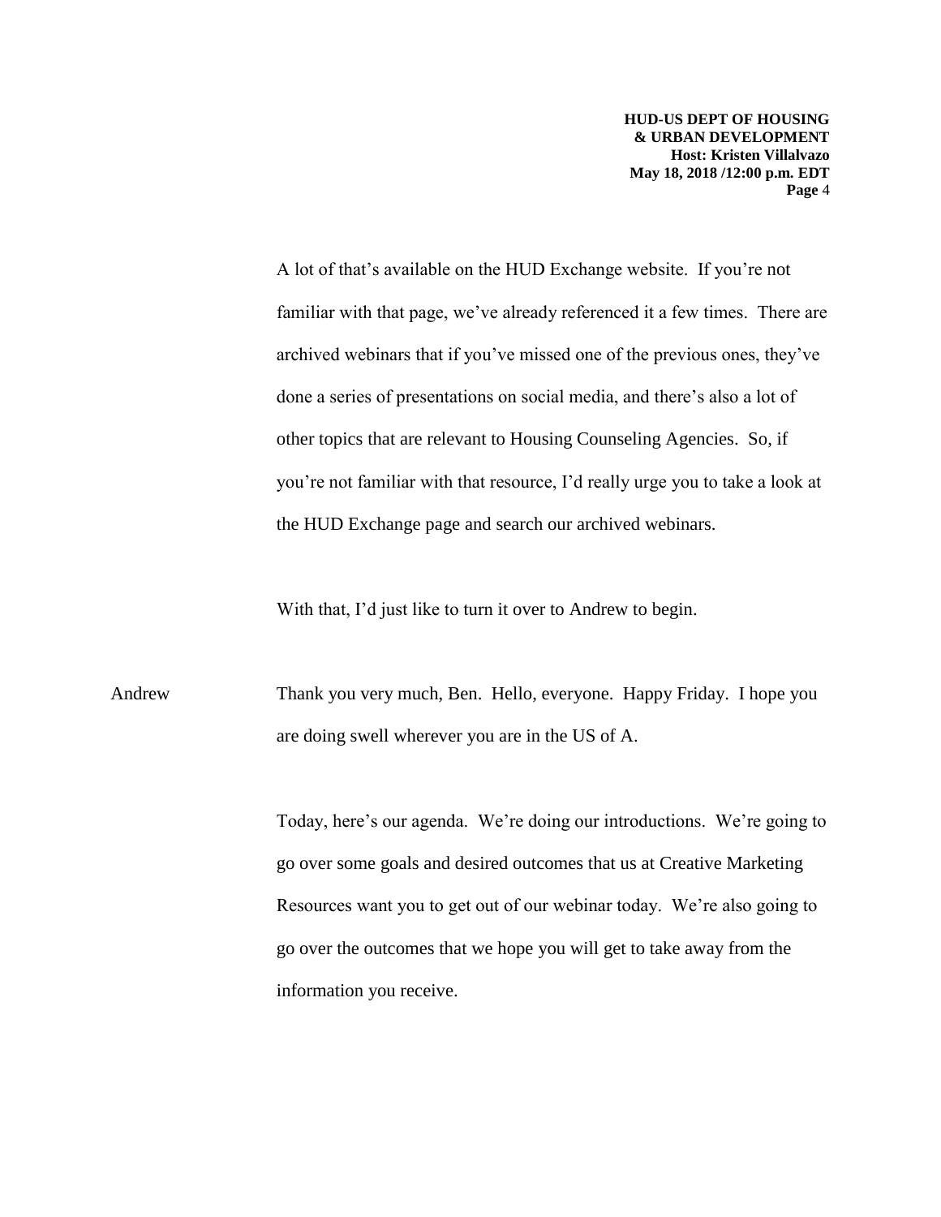A lot of that's available on the HUD Exchange website. If you're not familiar with that page, we've already referenced it a few times. There are archived webinars that if you've missed one of the previous ones, they've done a series of presentations on social media, and there's also a lot of other topics that are relevant to Housing Counseling Agencies. So, if you're not familiar with that resource, I'd really urge you to take a look at the HUD Exchange page and search our archived webinars.

With that, I'd just like to turn it over to Andrew to begin.

Andrew Thank you very much, Ben. Hello, everyone. Happy Friday. I hope you are doing swell wherever you are in the US of A.

Today, here's our agenda. We're doing our introductions. We're going to go over some goals and desired outcomes that us at Creative Marketing Resources want you to get out of our webinar today. We're also going to go over the outcomes that we hope you will get to take away from the information you receive.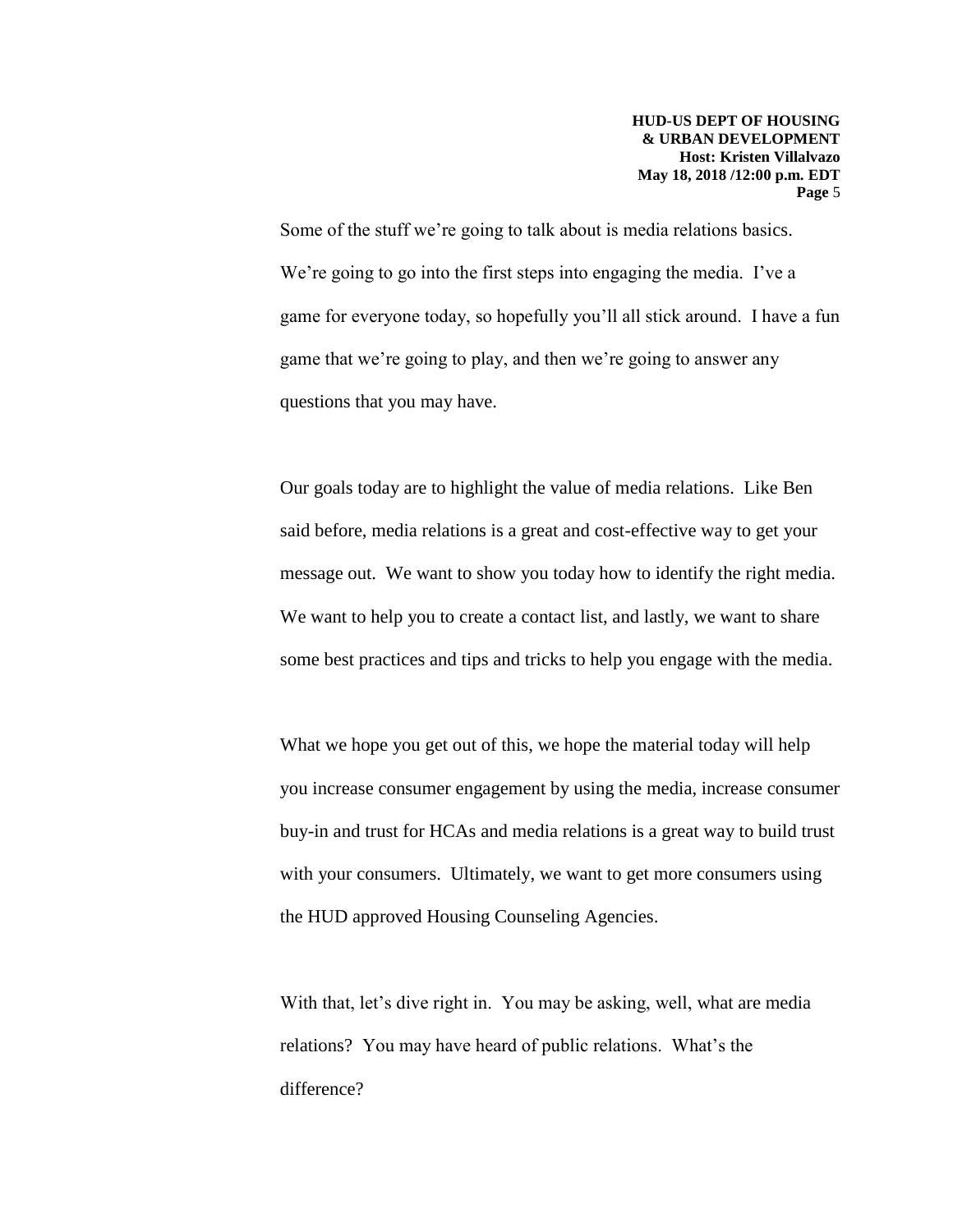Some of the stuff we're going to talk about is media relations basics. We're going to go into the first steps into engaging the media. I've a game for everyone today, so hopefully you'll all stick around. I have a fun game that we're going to play, and then we're going to answer any questions that you may have.

Our goals today are to highlight the value of media relations. Like Ben said before, media relations is a great and cost-effective way to get your message out. We want to show you today how to identify the right media. We want to help you to create a contact list, and lastly, we want to share some best practices and tips and tricks to help you engage with the media.

What we hope you get out of this, we hope the material today will help you increase consumer engagement by using the media, increase consumer buy-in and trust for HCAs and media relations is a great way to build trust with your consumers. Ultimately, we want to get more consumers using the HUD approved Housing Counseling Agencies.

With that, let's dive right in. You may be asking, well, what are media relations? You may have heard of public relations. What's the difference?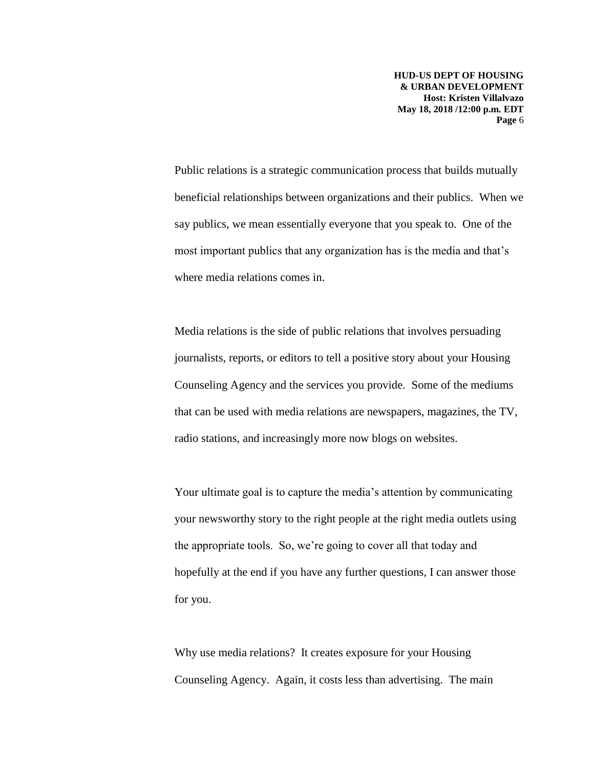Public relations is a strategic communication process that builds mutually beneficial relationships between organizations and their publics. When we say publics, we mean essentially everyone that you speak to. One of the most important publics that any organization has is the media and that's where media relations comes in.

Media relations is the side of public relations that involves persuading journalists, reports, or editors to tell a positive story about your Housing Counseling Agency and the services you provide. Some of the mediums that can be used with media relations are newspapers, magazines, the TV, radio stations, and increasingly more now blogs on websites.

Your ultimate goal is to capture the media's attention by communicating your newsworthy story to the right people at the right media outlets using the appropriate tools. So, we're going to cover all that today and hopefully at the end if you have any further questions, I can answer those for you.

Why use media relations? It creates exposure for your Housing Counseling Agency. Again, it costs less than advertising. The main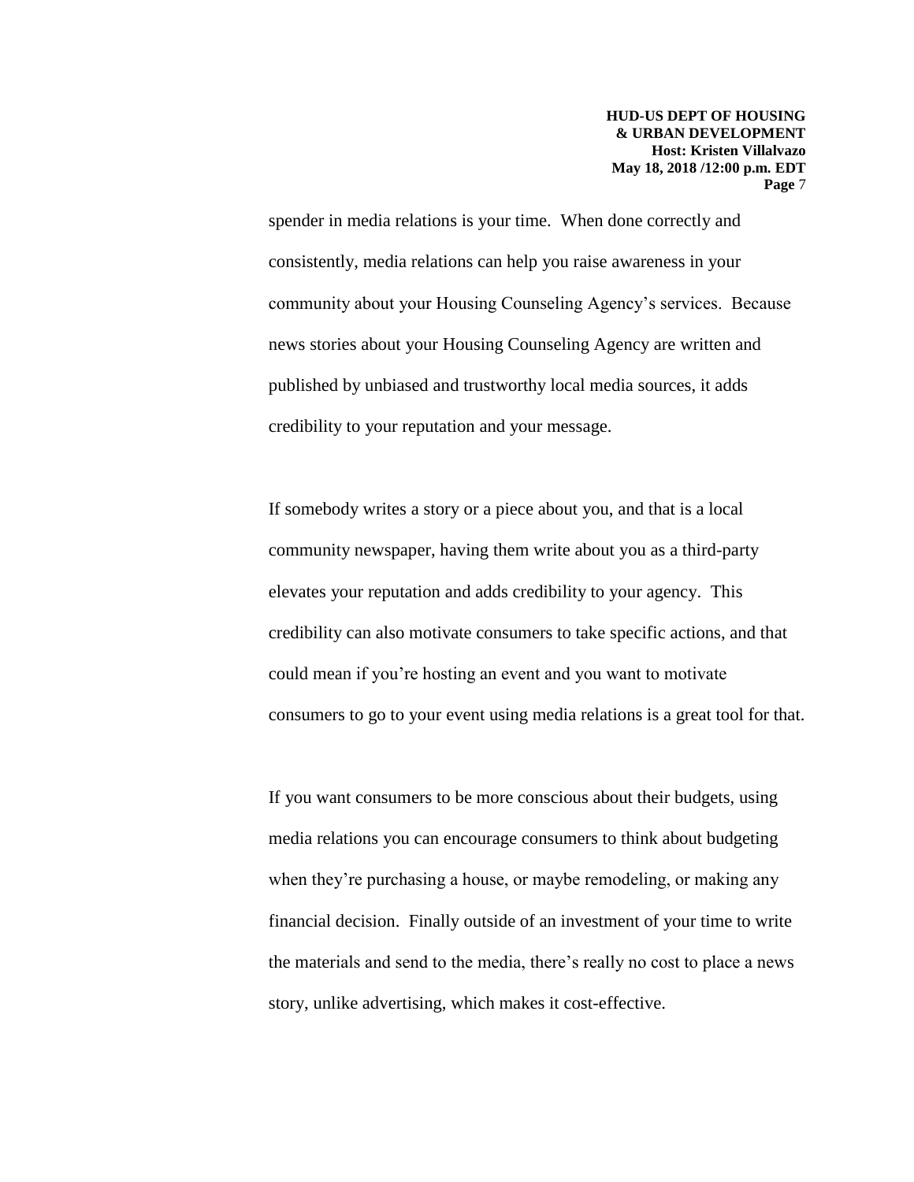spender in media relations is your time. When done correctly and consistently, media relations can help you raise awareness in your community about your Housing Counseling Agency's services. Because news stories about your Housing Counseling Agency are written and published by unbiased and trustworthy local media sources, it adds credibility to your reputation and your message.

If somebody writes a story or a piece about you, and that is a local community newspaper, having them write about you as a third-party elevates your reputation and adds credibility to your agency. This credibility can also motivate consumers to take specific actions, and that could mean if you're hosting an event and you want to motivate consumers to go to your event using media relations is a great tool for that.

If you want consumers to be more conscious about their budgets, using media relations you can encourage consumers to think about budgeting when they're purchasing a house, or maybe remodeling, or making any financial decision. Finally outside of an investment of your time to write the materials and send to the media, there's really no cost to place a news story, unlike advertising, which makes it cost-effective.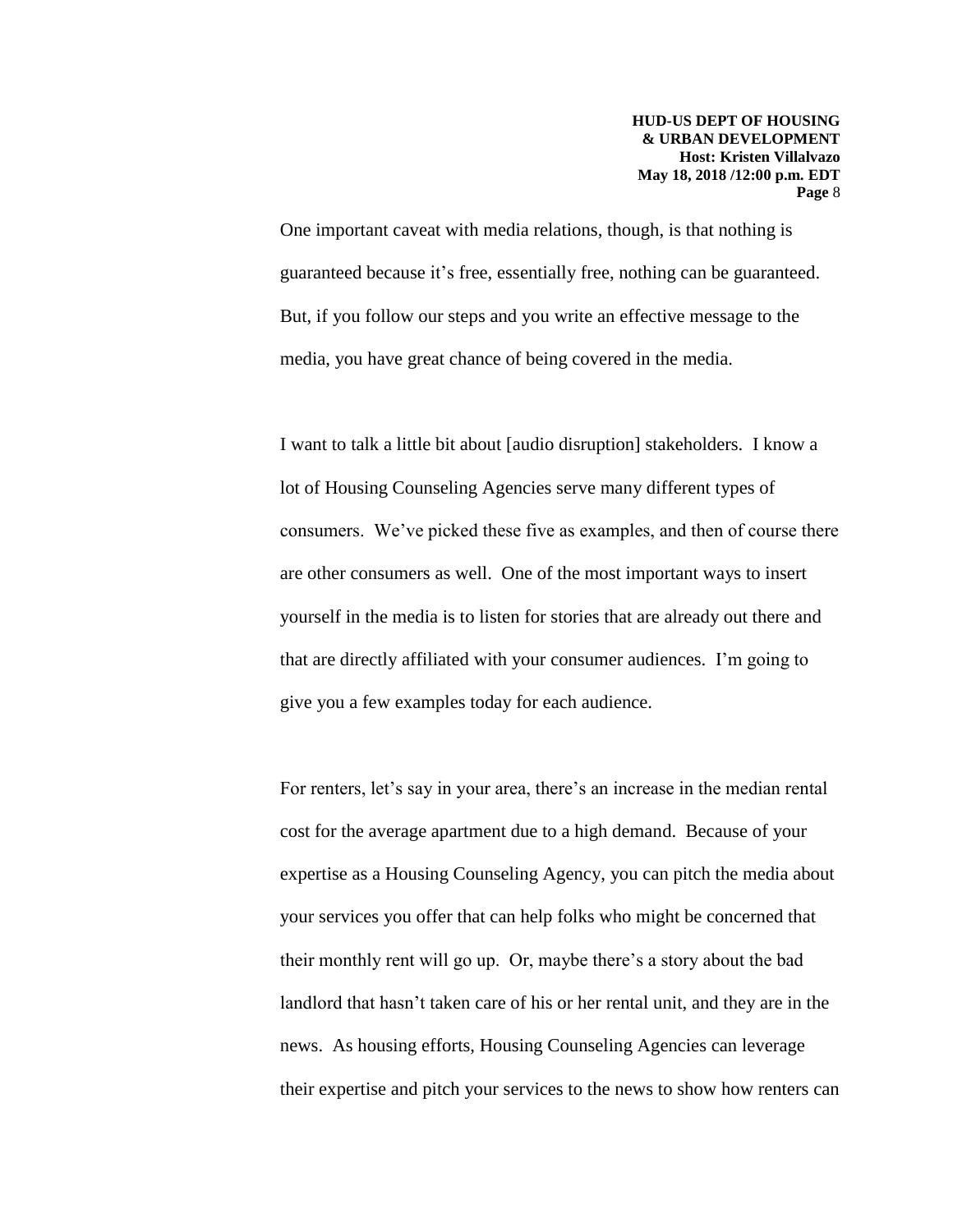One important caveat with media relations, though, is that nothing is guaranteed because it's free, essentially free, nothing can be guaranteed. But, if you follow our steps and you write an effective message to the media, you have great chance of being covered in the media.

I want to talk a little bit about [audio disruption] stakeholders. I know a lot of Housing Counseling Agencies serve many different types of consumers. We've picked these five as examples, and then of course there are other consumers as well. One of the most important ways to insert yourself in the media is to listen for stories that are already out there and that are directly affiliated with your consumer audiences. I'm going to give you a few examples today for each audience.

For renters, let's say in your area, there's an increase in the median rental cost for the average apartment due to a high demand. Because of your expertise as a Housing Counseling Agency, you can pitch the media about your services you offer that can help folks who might be concerned that their monthly rent will go up. Or, maybe there's a story about the bad landlord that hasn't taken care of his or her rental unit, and they are in the news. As housing efforts, Housing Counseling Agencies can leverage their expertise and pitch your services to the news to show how renters can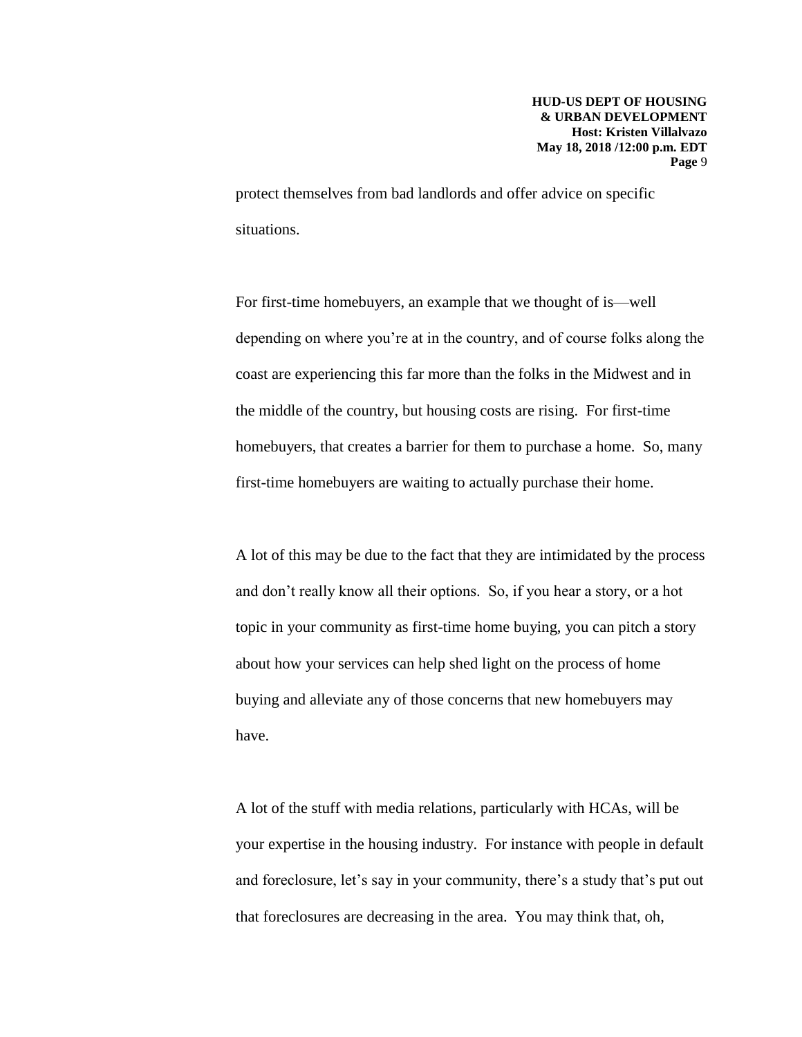protect themselves from bad landlords and offer advice on specific situations.

For first-time homebuyers, an example that we thought of is—well depending on where you're at in the country, and of course folks along the coast are experiencing this far more than the folks in the Midwest and in the middle of the country, but housing costs are rising. For first-time homebuyers, that creates a barrier for them to purchase a home. So, many first-time homebuyers are waiting to actually purchase their home.

A lot of this may be due to the fact that they are intimidated by the process and don't really know all their options. So, if you hear a story, or a hot topic in your community as first-time home buying, you can pitch a story about how your services can help shed light on the process of home buying and alleviate any of those concerns that new homebuyers may have.

A lot of the stuff with media relations, particularly with HCAs, will be your expertise in the housing industry. For instance with people in default and foreclosure, let's say in your community, there's a study that's put out that foreclosures are decreasing in the area. You may think that, oh,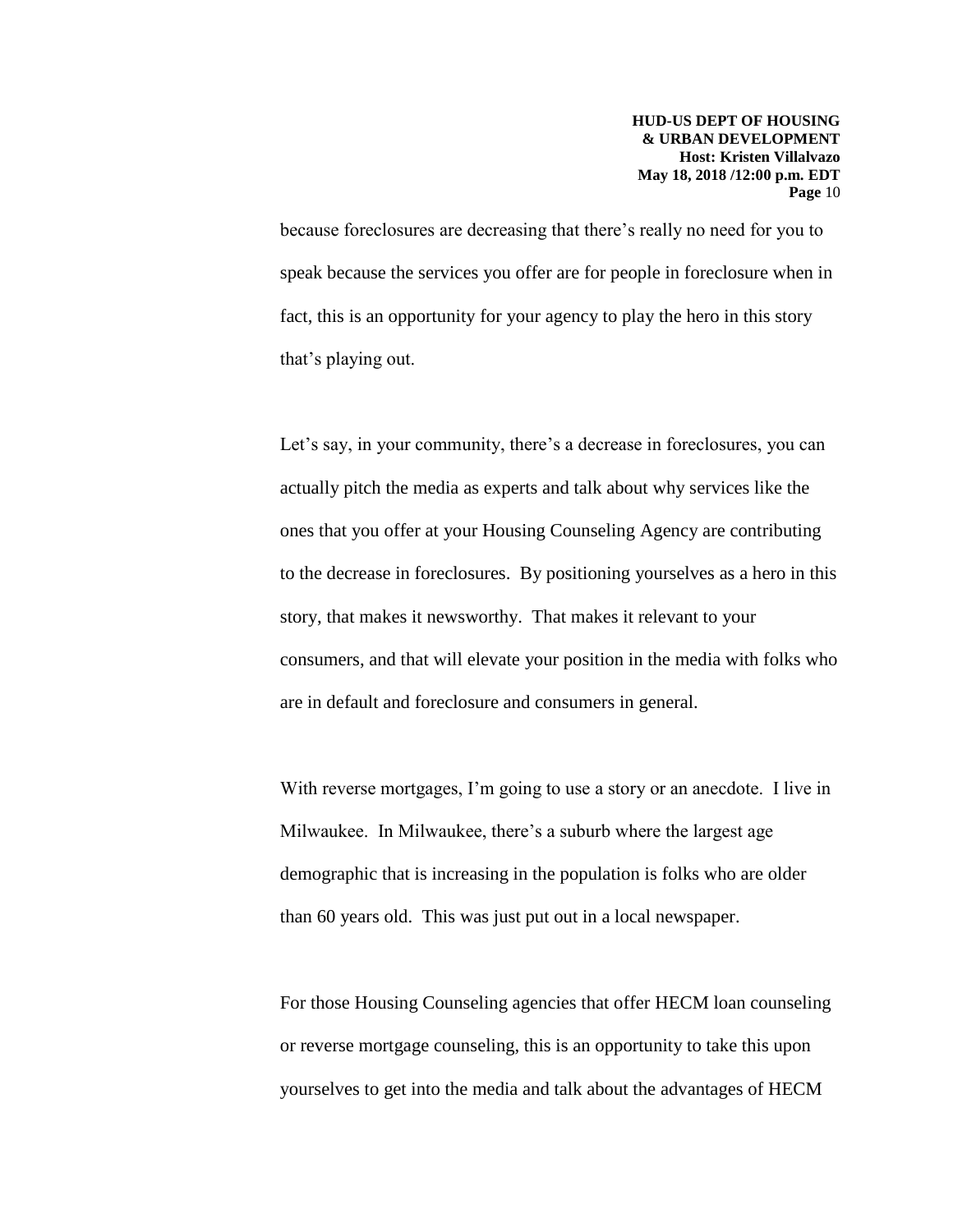because foreclosures are decreasing that there's really no need for you to speak because the services you offer are for people in foreclosure when in fact, this is an opportunity for your agency to play the hero in this story that's playing out.

Let's say, in your community, there's a decrease in foreclosures, you can actually pitch the media as experts and talk about why services like the ones that you offer at your Housing Counseling Agency are contributing to the decrease in foreclosures. By positioning yourselves as a hero in this story, that makes it newsworthy. That makes it relevant to your consumers, and that will elevate your position in the media with folks who are in default and foreclosure and consumers in general.

With reverse mortgages, I'm going to use a story or an anecdote. I live in Milwaukee. In Milwaukee, there's a suburb where the largest age demographic that is increasing in the population is folks who are older than 60 years old. This was just put out in a local newspaper.

For those Housing Counseling agencies that offer HECM loan counseling or reverse mortgage counseling, this is an opportunity to take this upon yourselves to get into the media and talk about the advantages of HECM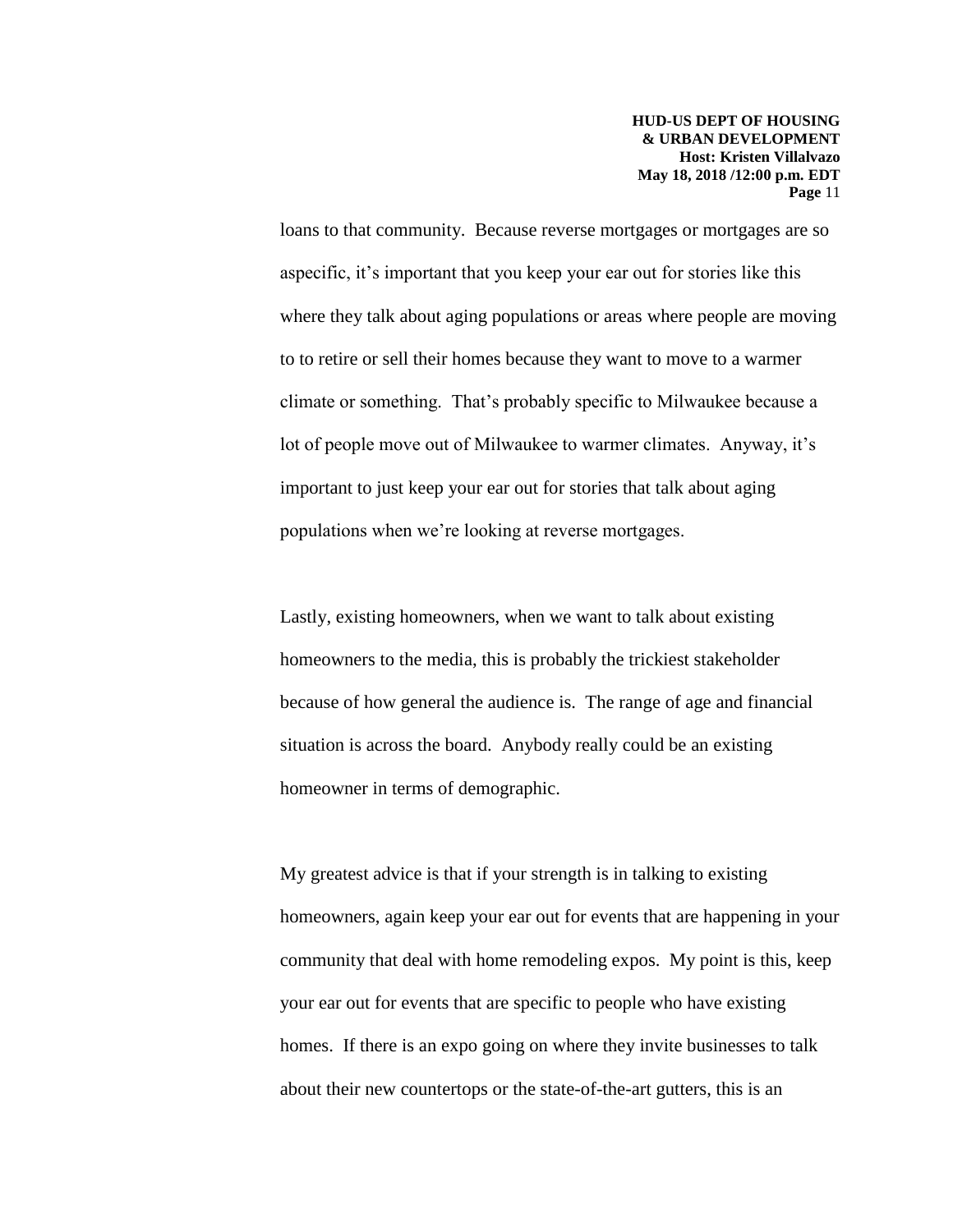loans to that community. Because reverse mortgages or mortgages are so aspecific, it's important that you keep your ear out for stories like this where they talk about aging populations or areas where people are moving to to retire or sell their homes because they want to move to a warmer climate or something. That's probably specific to Milwaukee because a lot of people move out of Milwaukee to warmer climates. Anyway, it's important to just keep your ear out for stories that talk about aging populations when we're looking at reverse mortgages.

Lastly, existing homeowners, when we want to talk about existing homeowners to the media, this is probably the trickiest stakeholder because of how general the audience is. The range of age and financial situation is across the board. Anybody really could be an existing homeowner in terms of demographic.

My greatest advice is that if your strength is in talking to existing homeowners, again keep your ear out for events that are happening in your community that deal with home remodeling expos. My point is this, keep your ear out for events that are specific to people who have existing homes. If there is an expo going on where they invite businesses to talk about their new countertops or the state-of-the-art gutters, this is an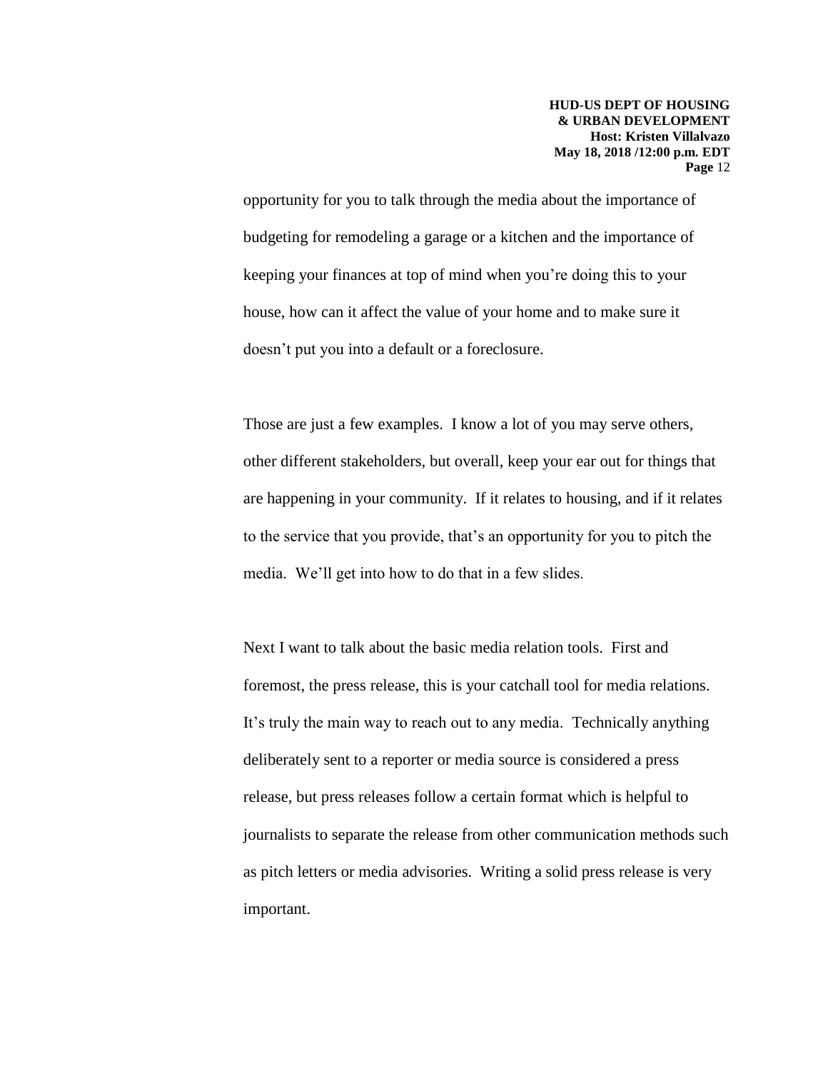opportunity for you to talk through the media about the importance of budgeting for remodeling a garage or a kitchen and the importance of keeping your finances at top of mind when you're doing this to your house, how can it affect the value of your home and to make sure it doesn't put you into a default or a foreclosure.

Those are just a few examples. I know a lot of you may serve others, other different stakeholders, but overall, keep your ear out for things that are happening in your community. If it relates to housing, and if it relates to the service that you provide, that's an opportunity for you to pitch the media. We'll get into how to do that in a few slides.

Next I want to talk about the basic media relation tools. First and foremost, the press release, this is your catchall tool for media relations. It's truly the main way to reach out to any media. Technically anything deliberately sent to a reporter or media source is considered a press release, but press releases follow a certain format which is helpful to journalists to separate the release from other communication methods such as pitch letters or media advisories. Writing a solid press release is very important.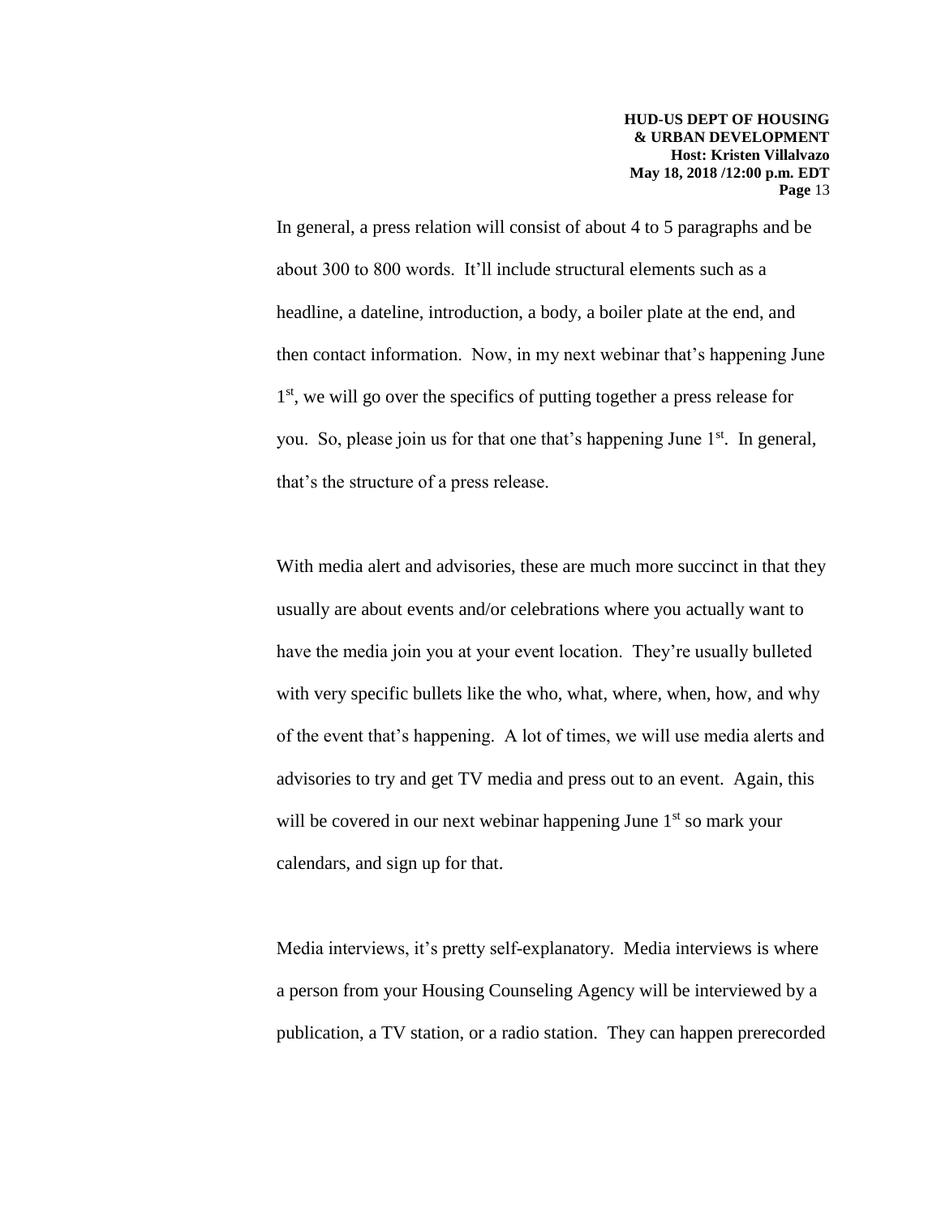In general, a press relation will consist of about 4 to 5 paragraphs and be about 300 to 800 words. It'll include structural elements such as a headline, a dateline, introduction, a body, a boiler plate at the end, and then contact information. Now, in my next webinar that's happening June 1st, we will go over the specifics of putting together a press release for you. So, please join us for that one that's happening June 1st. In general, that's the structure of a press release.

With media alert and advisories, these are much more succinct in that they usually are about events and/or celebrations where you actually want to have the media join you at your event location. They're usually bulleted with very specific bullets like the who, what, where, when, how, and why of the event that's happening. A lot of times, we will use media alerts and advisories to try and get TV media and press out to an event. Again, this will be covered in our next webinar happening June 1st so mark your calendars, and sign up for that.

Media interviews, it's pretty self-explanatory. Media interviews is where a person from your Housing Counseling Agency will be interviewed by a publication, a TV station, or a radio station. They can happen prerecorded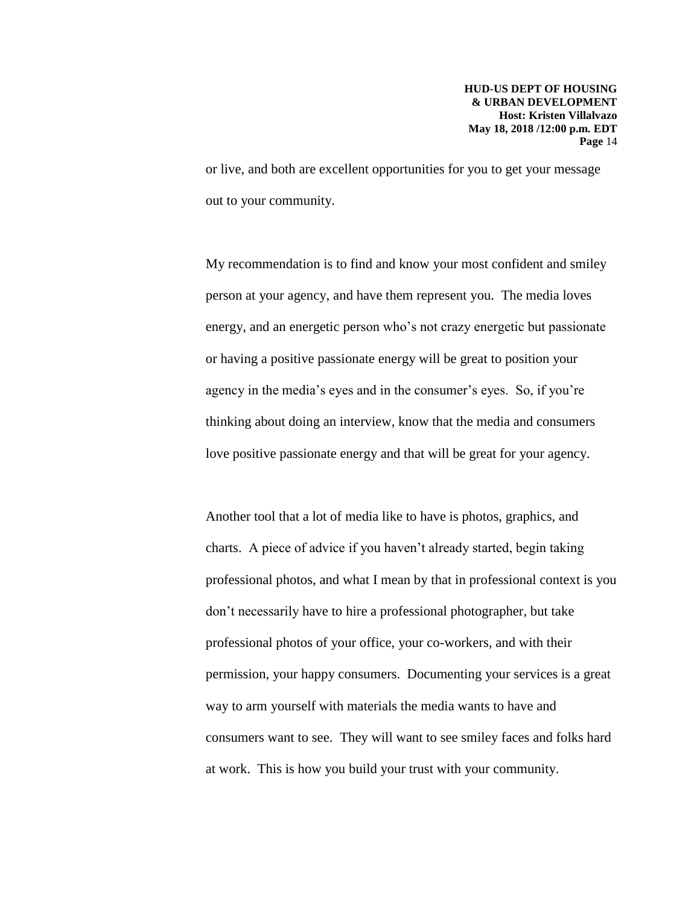or live, and both are excellent opportunities for you to get your message out to your community.

My recommendation is to find and know your most confident and smiley person at your agency, and have them represent you. The media loves energy, and an energetic person who's not crazy energetic but passionate or having a positive passionate energy will be great to position your agency in the media's eyes and in the consumer's eyes. So, if you're thinking about doing an interview, know that the media and consumers love positive passionate energy and that will be great for your agency.

Another tool that a lot of media like to have is photos, graphics, and charts. A piece of advice if you haven't already started, begin taking professional photos, and what I mean by that in professional context is you don't necessarily have to hire a professional photographer, but take professional photos of your office, your co-workers, and with their permission, your happy consumers. Documenting your services is a great way to arm yourself with materials the media wants to have and consumers want to see. They will want to see smiley faces and folks hard at work. This is how you build your trust with your community.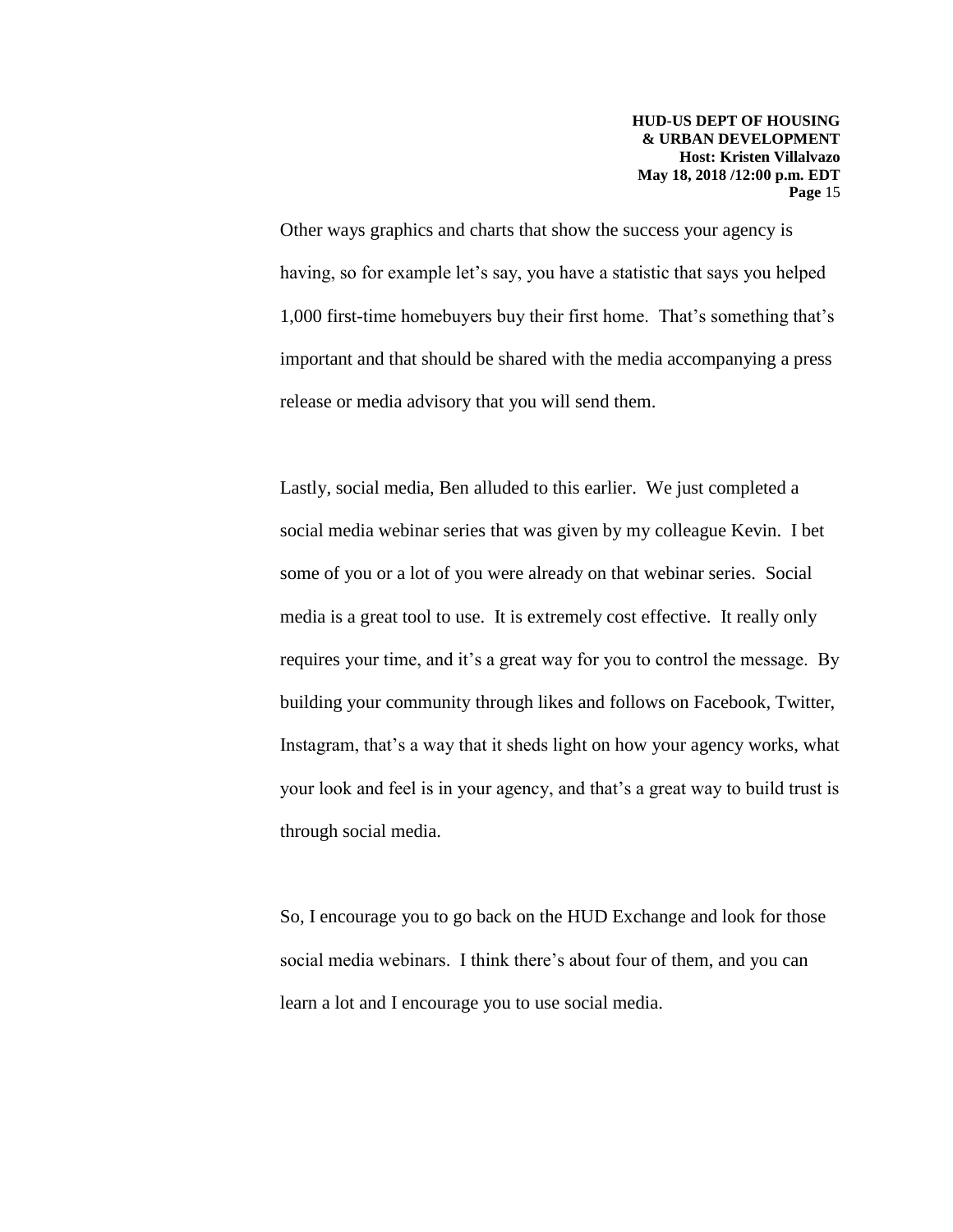Other ways graphics and charts that show the success your agency is having, so for example let's say, you have a statistic that says you helped 1,000 first-time homebuyers buy their first home. That's something that's important and that should be shared with the media accompanying a press release or media advisory that you will send them.

Lastly, social media, Ben alluded to this earlier. We just completed a social media webinar series that was given by my colleague Kevin. I bet some of you or a lot of you were already on that webinar series. Social media is a great tool to use. It is extremely cost effective. It really only requires your time, and it's a great way for you to control the message. By building your community through likes and follows on Facebook, Twitter, Instagram, that's a way that it sheds light on how your agency works, what your look and feel is in your agency, and that's a great way to build trust is through social media.

So, I encourage you to go back on the HUD Exchange and look for those social media webinars. I think there's about four of them, and you can learn a lot and I encourage you to use social media.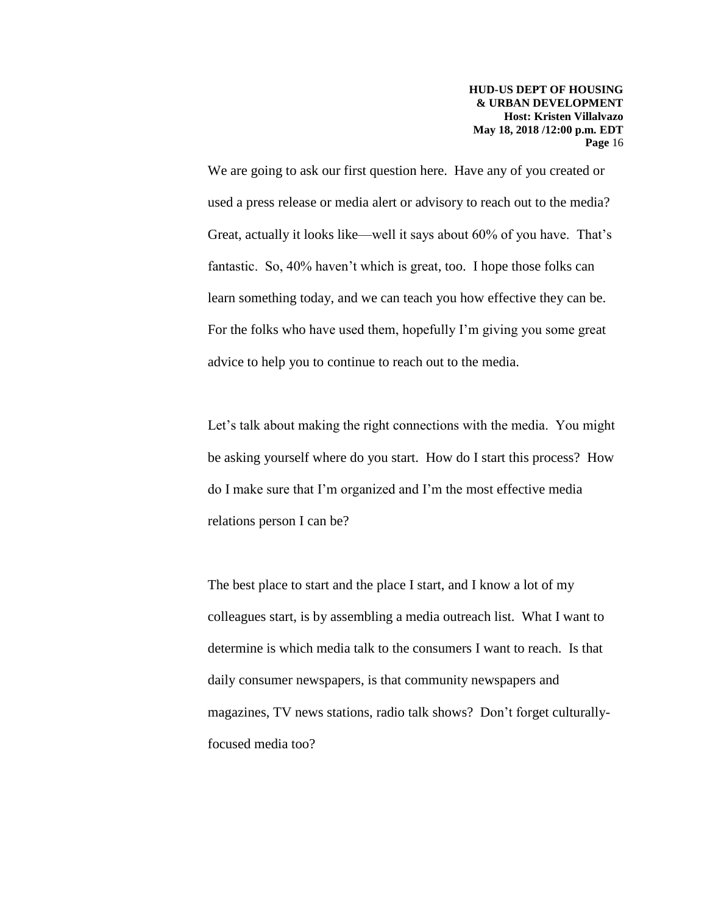We are going to ask our first question here. Have any of you created or used a press release or media alert or advisory to reach out to the media? Great, actually it looks like—well it says about 60% of you have. That's fantastic. So, 40% haven't which is great, too. I hope those folks can learn something today, and we can teach you how effective they can be. For the folks who have used them, hopefully I'm giving you some great advice to help you to continue to reach out to the media.

Let's talk about making the right connections with the media. You might be asking yourself where do you start. How do I start this process? How do I make sure that I'm organized and I'm the most effective media relations person I can be?

The best place to start and the place I start, and I know a lot of my colleagues start, is by assembling a media outreach list. What I want to determine is which media talk to the consumers I want to reach. Is that daily consumer newspapers, is that community newspapers and magazines, TV news stations, radio talk shows? Don't forget culturally-focused media too?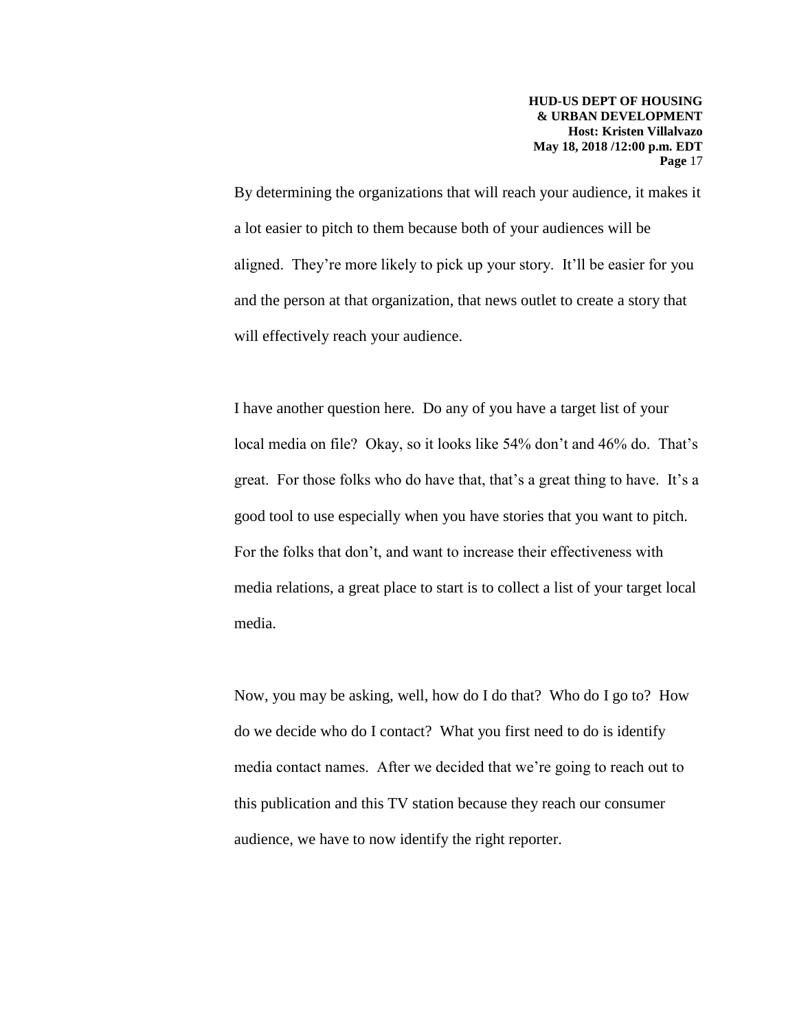By determining the organizations that will reach your audience, it makes it a lot easier to pitch to them because both of your audiences will be aligned. They're more likely to pick up your story. It'll be easier for you and the person at that organization, that news outlet to create a story that will effectively reach your audience.

I have another question here. Do any of you have a target list of your local media on file? Okay, so it looks like 54% don't and 46% do. That's great. For those folks who do have that, that's a great thing to have. It's a good tool to use especially when you have stories that you want to pitch. For the folks that don't, and want to increase their effectiveness with media relations, a great place to start is to collect a list of your target local media.

Now, you may be asking, well, how do I do that? Who do I go to? How do we decide who do I contact? What you first need to do is identify media contact names. After we decided that we're going to reach out to this publication and this TV station because they reach our consumer audience, we have to now identify the right reporter.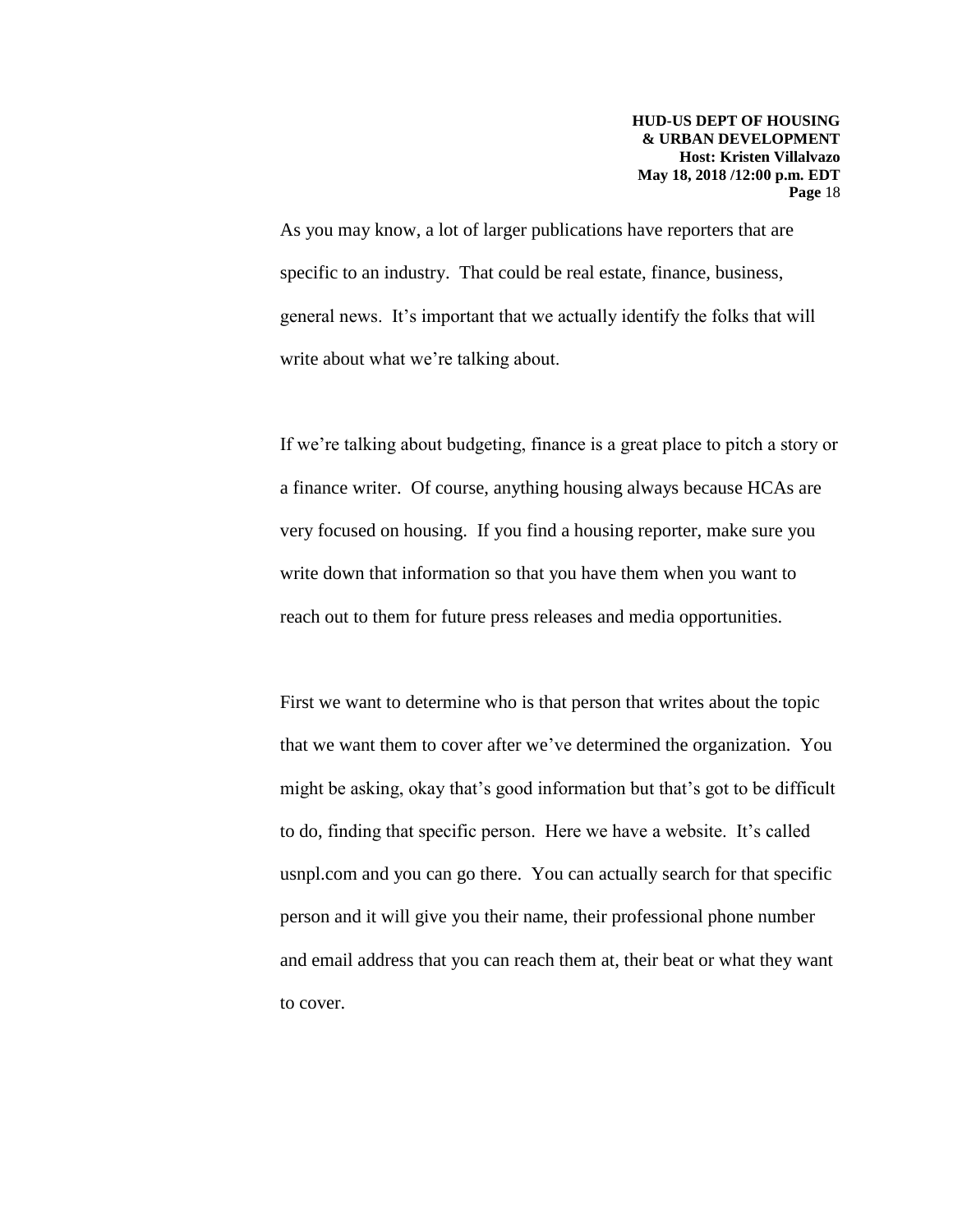As you may know, a lot of larger publications have reporters that are specific to an industry. That could be real estate, finance, business, general news. It's important that we actually identify the folks that will write about what we're talking about.

If we're talking about budgeting, finance is a great place to pitch a story or a finance writer. Of course, anything housing always because HCAs are very focused on housing. If you find a housing reporter, make sure you write down that information so that you have them when you want to reach out to them for future press releases and media opportunities.

First we want to determine who is that person that writes about the topic that we want them to cover after we've determined the organization. You might be asking, okay that's good information but that's got to be difficult to do, finding that specific person. Here we have a website. It's called usnpl.com and you can go there. You can actually search for that specific person and it will give you their name, their professional phone number and email address that you can reach them at, their beat or what they want to cover.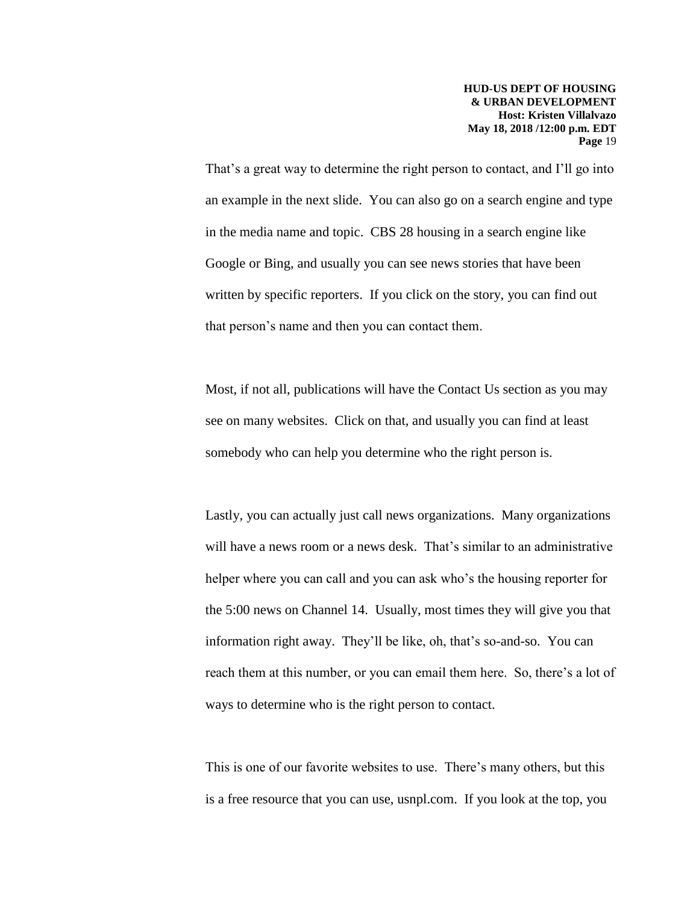That's a great way to determine the right person to contact, and I'll go into an example in the next slide. You can also go on a search engine and type in the media name and topic. CBS 28 housing in a search engine like Google or Bing, and usually you can see news stories that have been written by specific reporters. If you click on the story, you can find out that person's name and then you can contact them.

Most, if not all, publications will have the Contact Us section as you may see on many websites. Click on that, and usually you can find at least somebody who can help you determine who the right person is.

Lastly, you can actually just call news organizations. Many organizations will have a news room or a news desk. That's similar to an administrative helper where you can call and you can ask who's the housing reporter for the 5:00 news on Channel 14. Usually, most times they will give you that information right away. They'll be like, oh, that's so-and-so. You can reach them at this number, or you can email them here. So, there's a lot of ways to determine who is the right person to contact.

This is one of our favorite websites to use. There's many others, but this is a free resource that you can use, usnpl.com. If you look at the top, you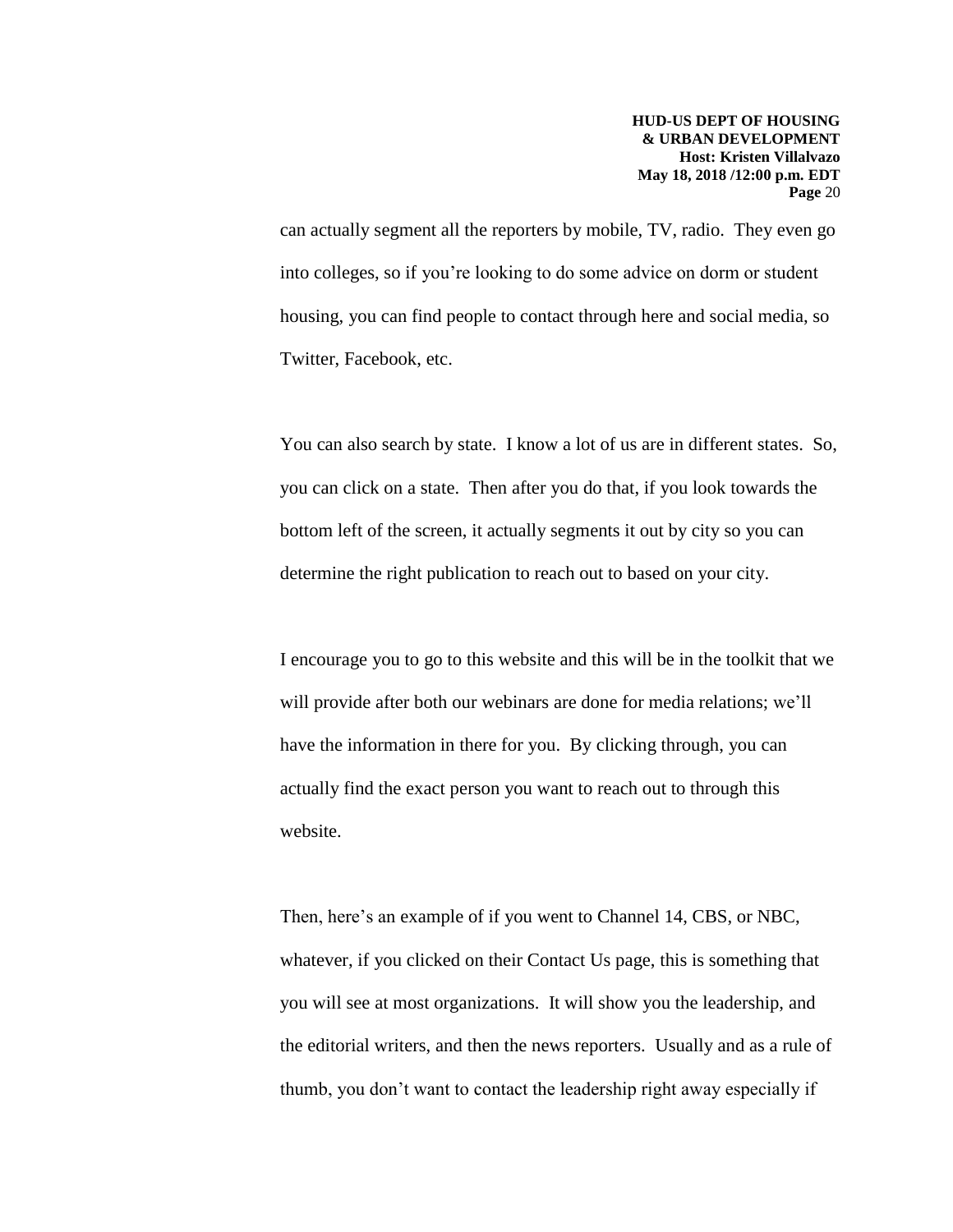can actually segment all the reporters by mobile, TV, radio. They even go into colleges, so if you're looking to do some advice on dorm or student housing, you can find people to contact through here and social media, so Twitter, Facebook, etc.

You can also search by state. I know a lot of us are in different states. So, you can click on a state. Then after you do that, if you look towards the bottom left of the screen, it actually segments it out by city so you can determine the right publication to reach out to based on your city.

I encourage you to go to this website and this will be in the toolkit that we will provide after both our webinars are done for media relations; we'll have the information in there for you. By clicking through, you can actually find the exact person you want to reach out to through this website.

Then, here's an example of if you went to Channel 14, CBS, or NBC, whatever, if you clicked on their Contact Us page, this is something that you will see at most organizations. It will show you the leadership, and the editorial writers, and then the news reporters. Usually and as a rule of thumb, you don't want to contact the leadership right away especially if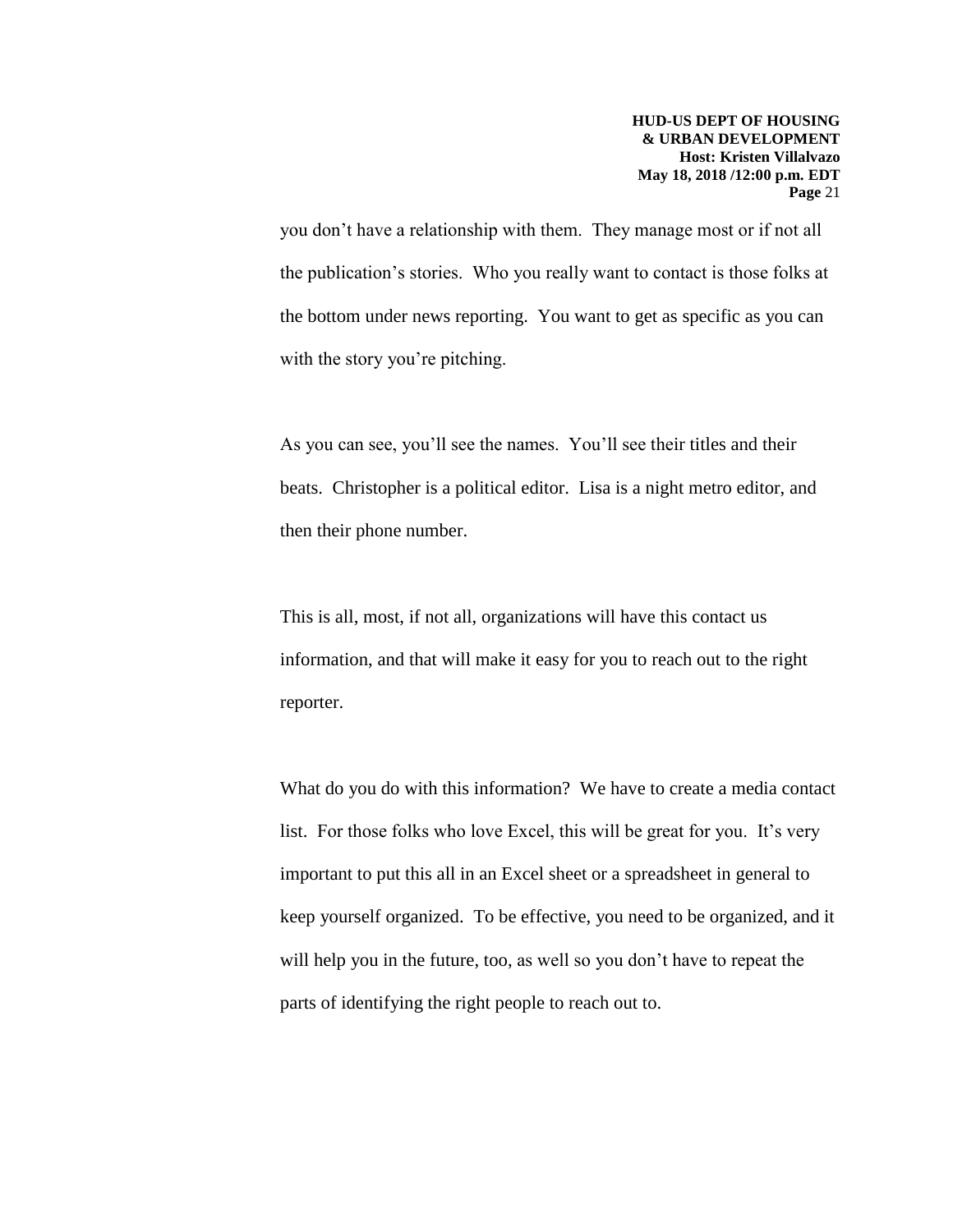you don't have a relationship with them. They manage most or if not all the publication's stories. Who you really want to contact is those folks at the bottom under news reporting. You want to get as specific as you can with the story you're pitching.

As you can see, you'll see the names. You'll see their titles and their beats. Christopher is a political editor. Lisa is a night metro editor, and then their phone number.

This is all, most, if not all, organizations will have this contact us information, and that will make it easy for you to reach out to the right reporter.

What do you do with this information? We have to create a media contact list. For those folks who love Excel, this will be great for you. It's very important to put this all in an Excel sheet or a spreadsheet in general to keep yourself organized. To be effective, you need to be organized, and it will help you in the future, too, as well so you don't have to repeat the parts of identifying the right people to reach out to.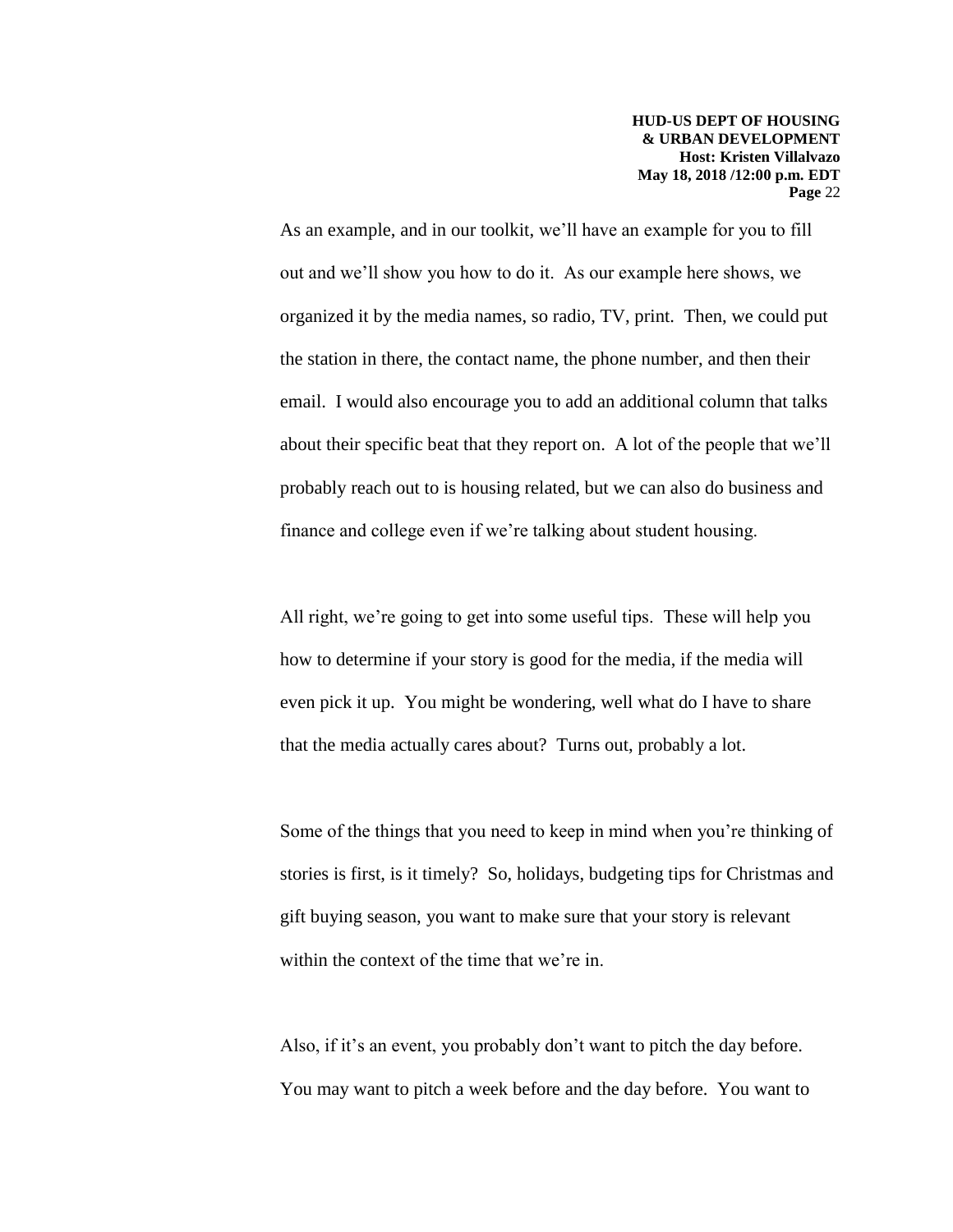As an example, and in our toolkit, we'll have an example for you to fill out and we'll show you how to do it. As our example here shows, we organized it by the media names, so radio, TV, print. Then, we could put the station in there, the contact name, the phone number, and then their email. I would also encourage you to add an additional column that talks about their specific beat that they report on. A lot of the people that we'll probably reach out to is housing related, but we can also do business and finance and college even if we're talking about student housing.

All right, we're going to get into some useful tips. These will help you how to determine if your story is good for the media, if the media will even pick it up. You might be wondering, well what do I have to share that the media actually cares about? Turns out, probably a lot.

Some of the things that you need to keep in mind when you're thinking of stories is first, is it timely? So, holidays, budgeting tips for Christmas and gift buying season, you want to make sure that your story is relevant within the context of the time that we're in.

Also, if it's an event, you probably don't want to pitch the day before. You may want to pitch a week before and the day before. You want to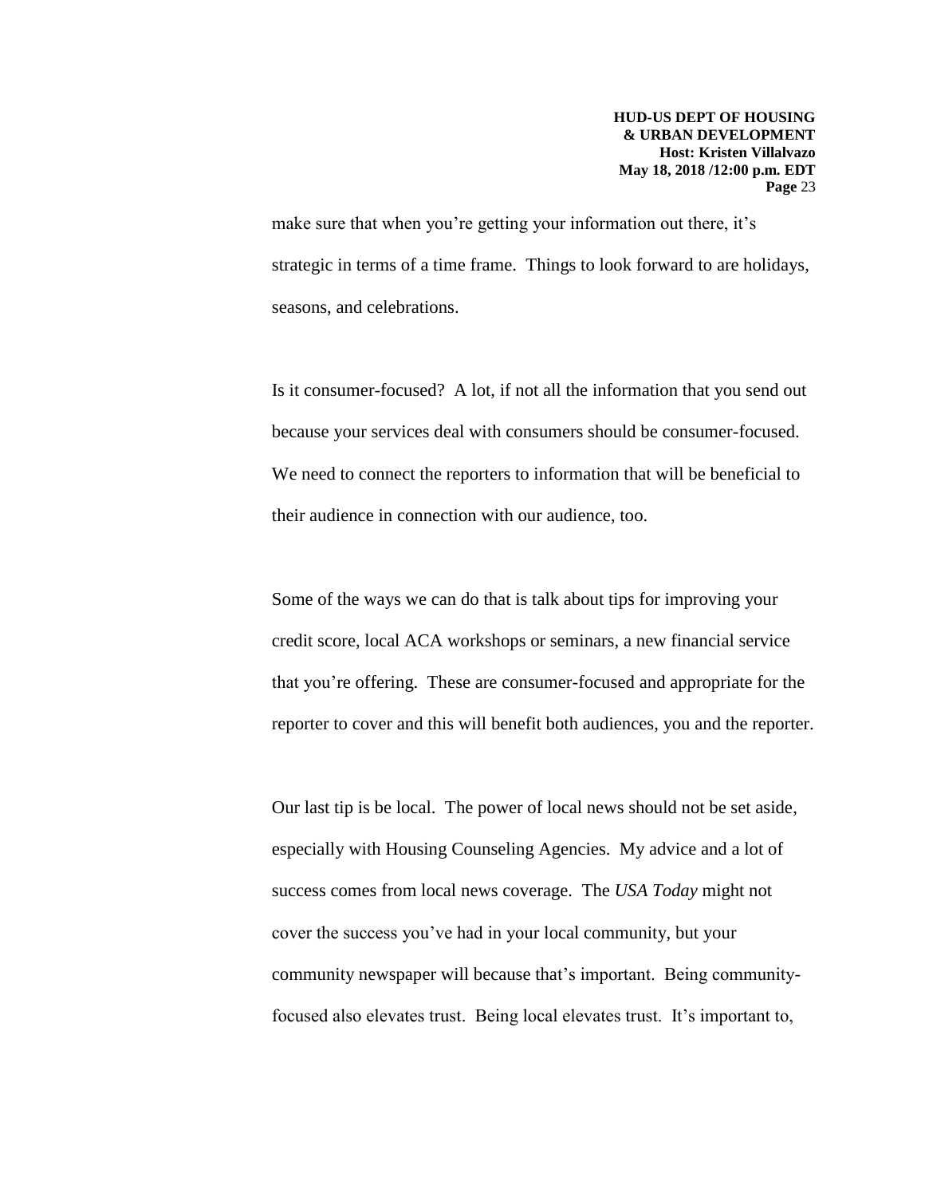make sure that when you're getting your information out there, it's strategic in terms of a time frame. Things to look forward to are holidays, seasons, and celebrations.

Is it consumer-focused? A lot, if not all the information that you send out because your services deal with consumers should be consumer-focused. We need to connect the reporters to information that will be beneficial to their audience in connection with our audience, too.

Some of the ways we can do that is talk about tips for improving your credit score, local ACA workshops or seminars, a new financial service that you're offering. These are consumer-focused and appropriate for the reporter to cover and this will benefit both audiences, you and the reporter.

Our last tip is be local. The power of local news should not be set aside, especially with Housing Counseling Agencies. My advice and a lot of success comes from local news coverage. The *USA Today* might not cover the success you've had in your local community, but your community newspaper will because that's important. Being community-focused also elevates trust. Being local elevates trust. It's important to,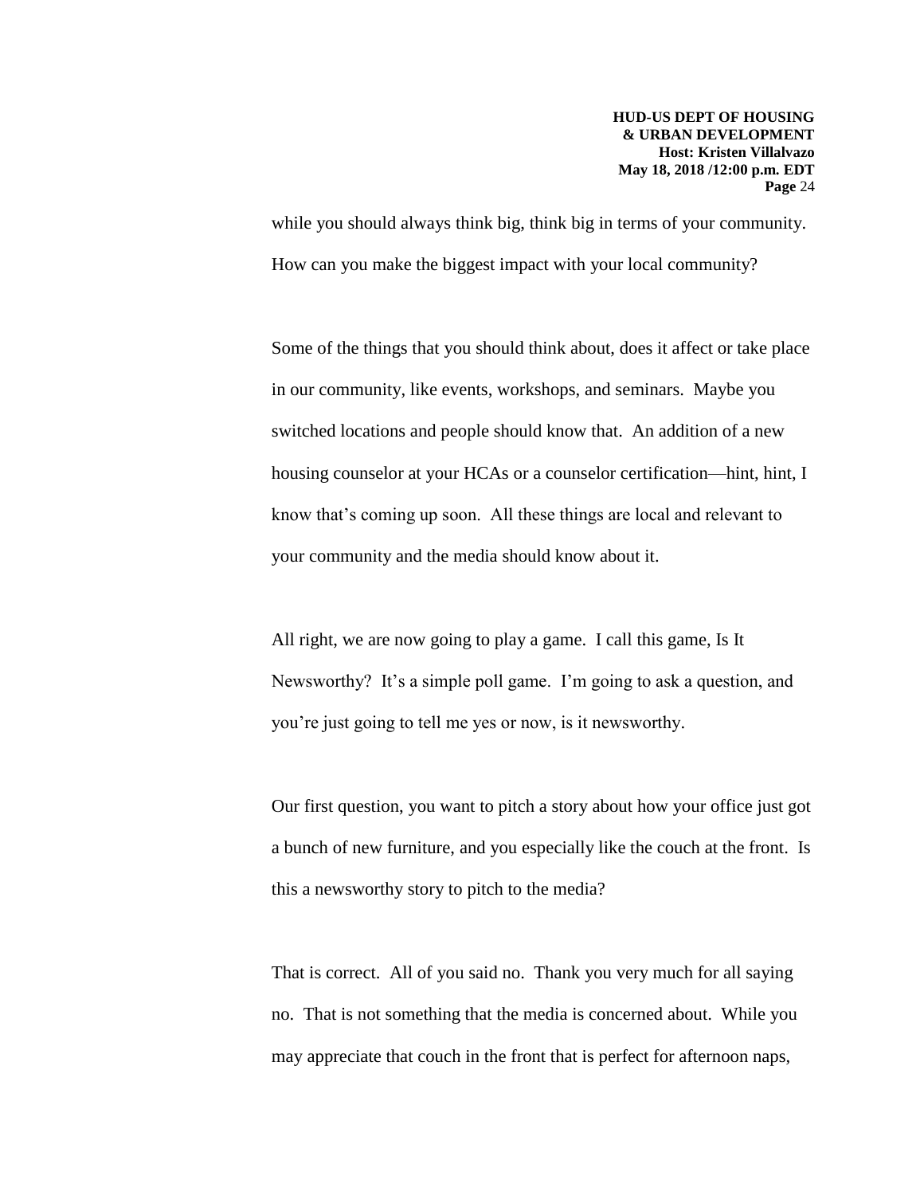while you should always think big, think big in terms of your community. How can you make the biggest impact with your local community?

Some of the things that you should think about, does it affect or take place in our community, like events, workshops, and seminars. Maybe you switched locations and people should know that. An addition of a new housing counselor at your HCAs or a counselor certification—hint, hint, I know that's coming up soon. All these things are local and relevant to your community and the media should know about it.

All right, we are now going to play a game. I call this game, Is It Newsworthy? It's a simple poll game. I'm going to ask a question, and you're just going to tell me yes or now, is it newsworthy.

Our first question, you want to pitch a story about how your office just got a bunch of new furniture, and you especially like the couch at the front. Is this a newsworthy story to pitch to the media?

That is correct. All of you said no. Thank you very much for all saying no. That is not something that the media is concerned about. While you may appreciate that couch in the front that is perfect for afternoon naps,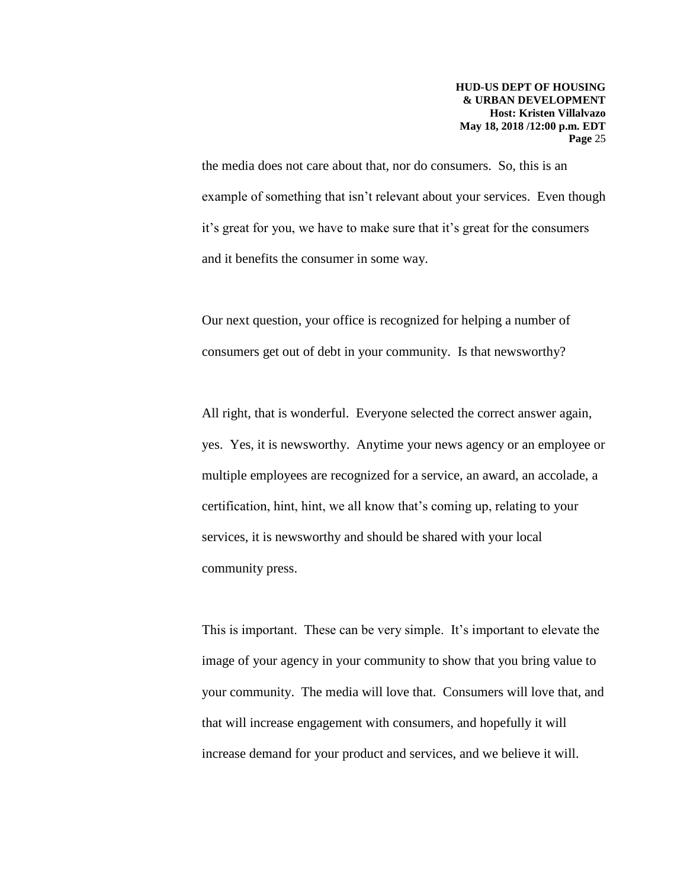the media does not care about that, nor do consumers. So, this is an example of something that isn't relevant about your services. Even though it's great for you, we have to make sure that it's great for the consumers and it benefits the consumer in some way.

Our next question, your office is recognized for helping a number of consumers get out of debt in your community. Is that newsworthy?

All right, that is wonderful. Everyone selected the correct answer again, yes. Yes, it is newsworthy. Anytime your news agency or an employee or multiple employees are recognized for a service, an award, an accolade, a certification, hint, hint, we all know that's coming up, relating to your services, it is newsworthy and should be shared with your local community press.

This is important. These can be very simple. It's important to elevate the image of your agency in your community to show that you bring value to your community. The media will love that. Consumers will love that, and that will increase engagement with consumers, and hopefully it will increase demand for your product and services, and we believe it will.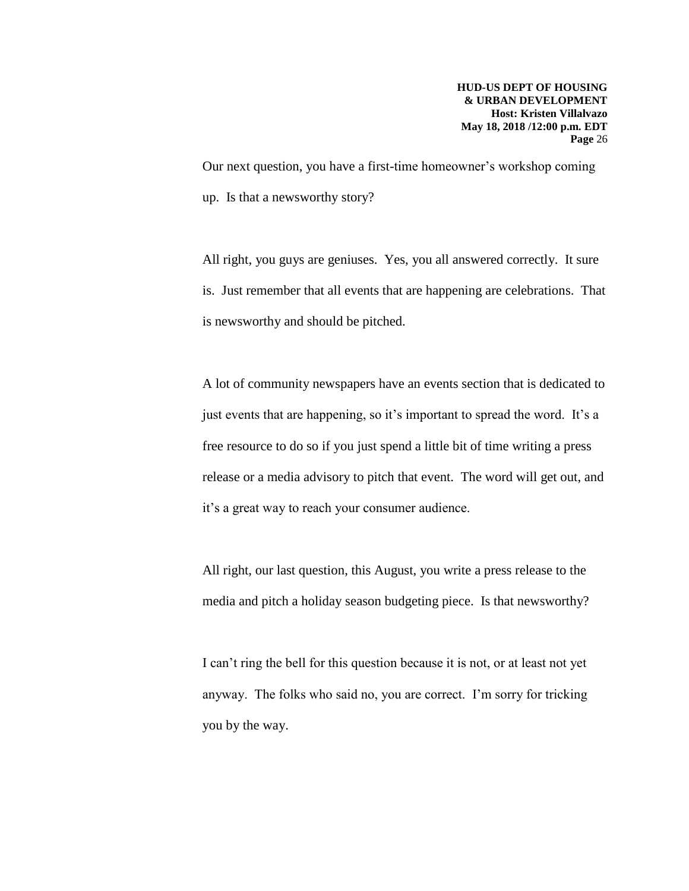Our next question, you have a first-time homeowner's workshop coming up. Is that a newsworthy story?

All right, you guys are geniuses. Yes, you all answered correctly. It sure is. Just remember that all events that are happening are celebrations. That is newsworthy and should be pitched.

A lot of community newspapers have an events section that is dedicated to just events that are happening, so it's important to spread the word. It's a free resource to do so if you just spend a little bit of time writing a press release or a media advisory to pitch that event. The word will get out, and it's a great way to reach your consumer audience.

All right, our last question, this August, you write a press release to the media and pitch a holiday season budgeting piece. Is that newsworthy?

I can't ring the bell for this question because it is not, or at least not yet anyway. The folks who said no, you are correct. I'm sorry for tricking you by the way.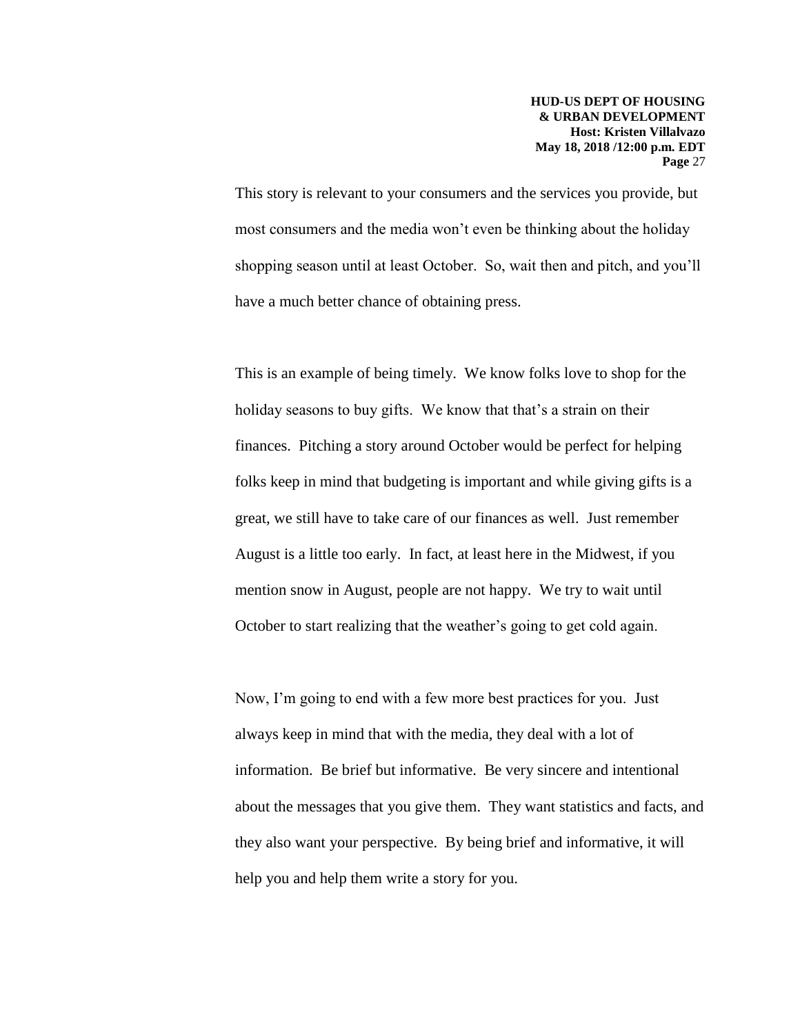This story is relevant to your consumers and the services you provide, but most consumers and the media won't even be thinking about the holiday shopping season until at least October. So, wait then and pitch, and you'll have a much better chance of obtaining press.

This is an example of being timely. We know folks love to shop for the holiday seasons to buy gifts. We know that that's a strain on their finances. Pitching a story around October would be perfect for helping folks keep in mind that budgeting is important and while giving gifts is a great, we still have to take care of our finances as well. Just remember August is a little too early. In fact, at least here in the Midwest, if you mention snow in August, people are not happy. We try to wait until October to start realizing that the weather's going to get cold again.

Now, I'm going to end with a few more best practices for you. Just always keep in mind that with the media, they deal with a lot of information. Be brief but informative. Be very sincere and intentional about the messages that you give them. They want statistics and facts, and they also want your perspective. By being brief and informative, it will help you and help them write a story for you.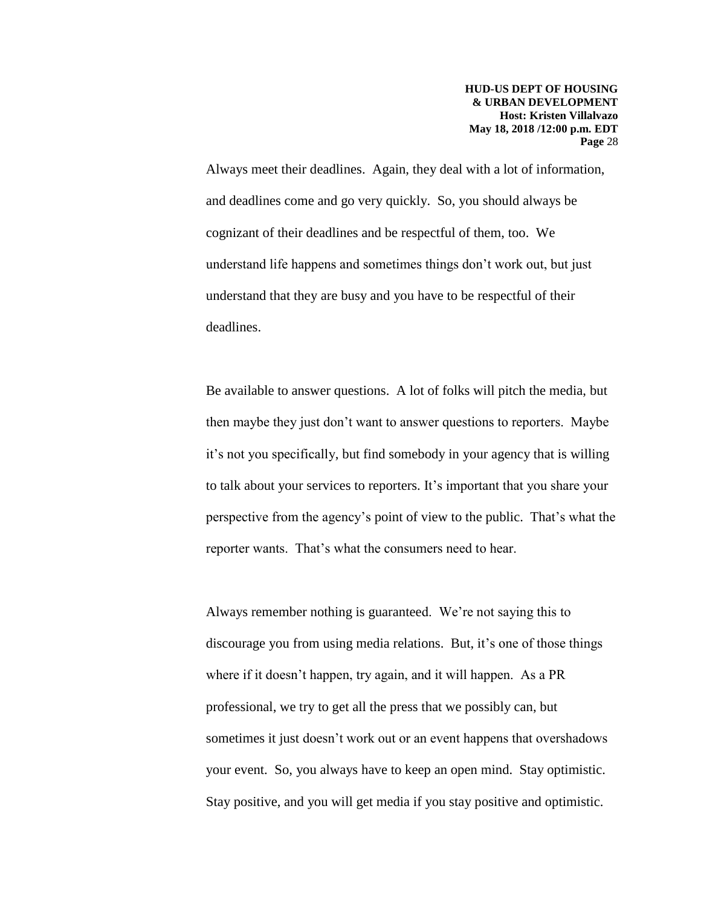Always meet their deadlines. Again, they deal with a lot of information, and deadlines come and go very quickly. So, you should always be cognizant of their deadlines and be respectful of them, too. We understand life happens and sometimes things don't work out, but just understand that they are busy and you have to be respectful of their deadlines.

Be available to answer questions. A lot of folks will pitch the media, but then maybe they just don't want to answer questions to reporters. Maybe it's not you specifically, but find somebody in your agency that is willing to talk about your services to reporters. It's important that you share your perspective from the agency's point of view to the public. That's what the reporter wants. That's what the consumers need to hear.

Always remember nothing is guaranteed. We're not saying this to discourage you from using media relations. But, it's one of those things where if it doesn't happen, try again, and it will happen. As a PR professional, we try to get all the press that we possibly can, but sometimes it just doesn't work out or an event happens that overshadows your event. So, you always have to keep an open mind. Stay optimistic. Stay positive, and you will get media if you stay positive and optimistic.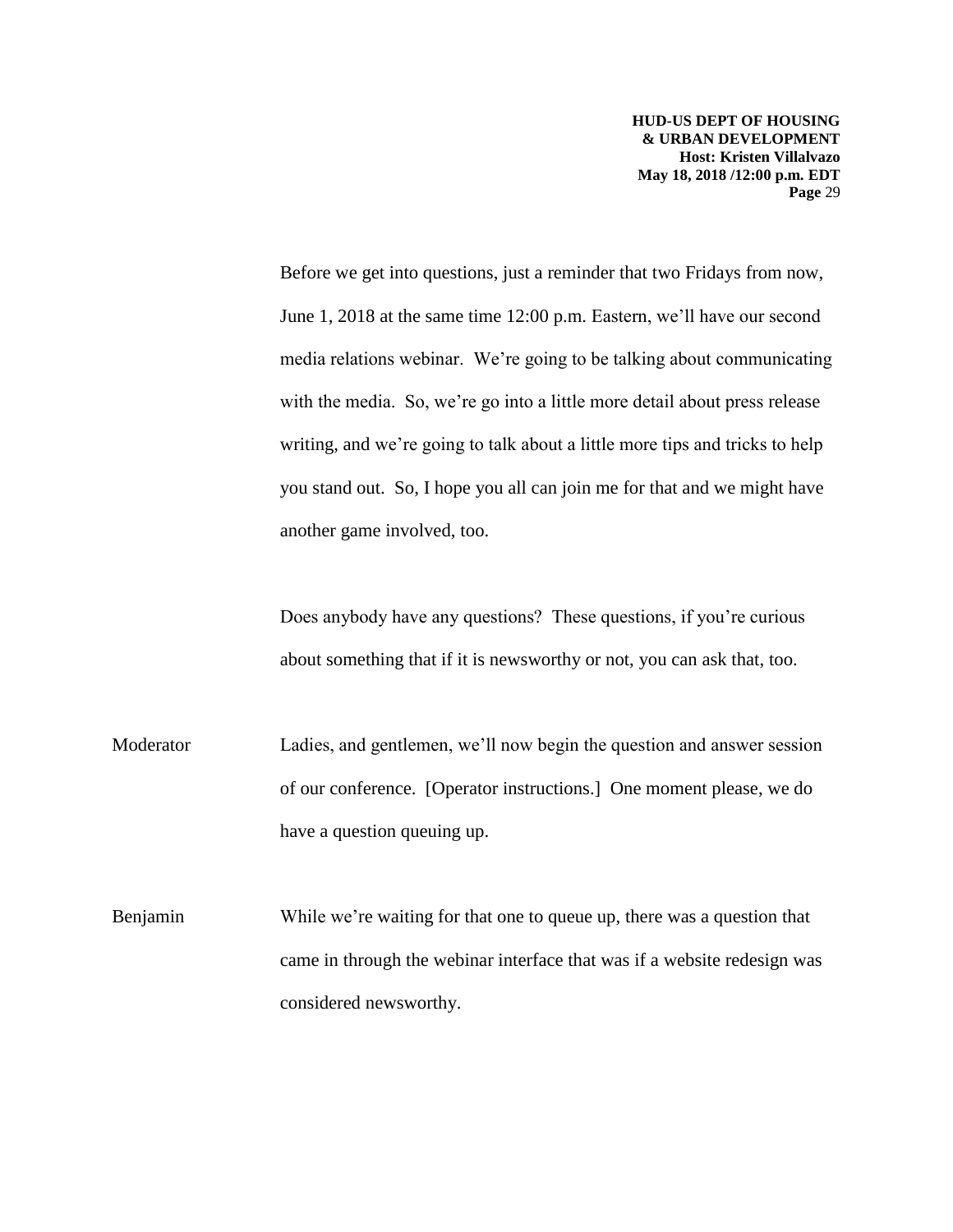Before we get into questions, just a reminder that two Fridays from now, June 1, 2018 at the same time 12:00 p.m. Eastern, we'll have our second media relations webinar. We're going to be talking about communicating with the media. So, we're go into a little more detail about press release writing, and we're going to talk about a little more tips and tricks to help you stand out. So, I hope you all can join me for that and we might have another game involved, too.

Does anybody have any questions? These questions, if you're curious about something that if it is newsworthy or not, you can ask that, too.

Moderator Ladies, and gentlemen, we'll now begin the question and answer session of our conference. [Operator instructions.] One moment please, we do have a question queuing up.

Benjamin While we're waiting for that one to queue up, there was a question that came in through the webinar interface that was if a website redesign was considered newsworthy.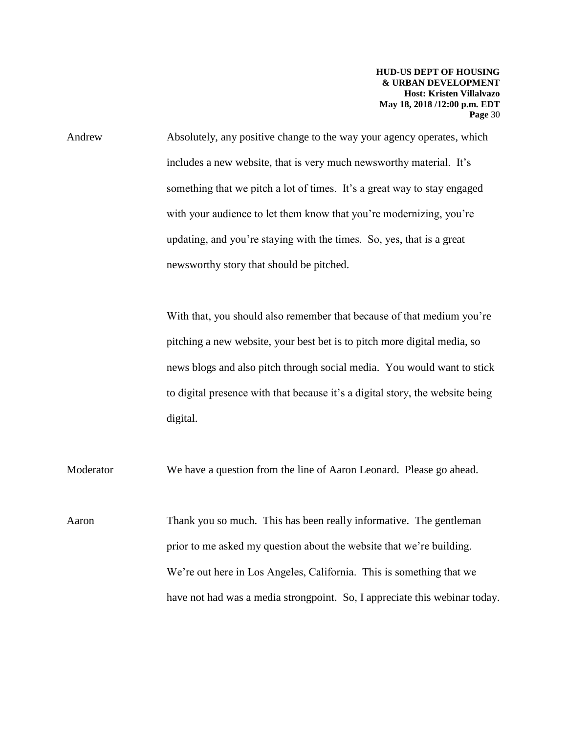Andrew Absolutely, any positive change to the way your agency operates, which includes a new website, that is very much newsworthy material. It's something that we pitch a lot of times. It's a great way to stay engaged with your audience to let them know that you're modernizing, you're updating, and you're staying with the times. So, yes, that is a great newsworthy story that should be pitched.

With that, you should also remember that because of that medium you're pitching a new website, your best bet is to pitch more digital media, so news blogs and also pitch through social media. You would want to stick to digital presence with that because it's a digital story, the website being digital.

Moderator We have a question from the line of Aaron Leonard. Please go ahead.

Aaron Thank you so much. This has been really informative. The gentleman prior to me asked my question about the website that we're building. We're out here in Los Angeles, California. This is something that we have not had was a media strongpoint. So, I appreciate this webinar today.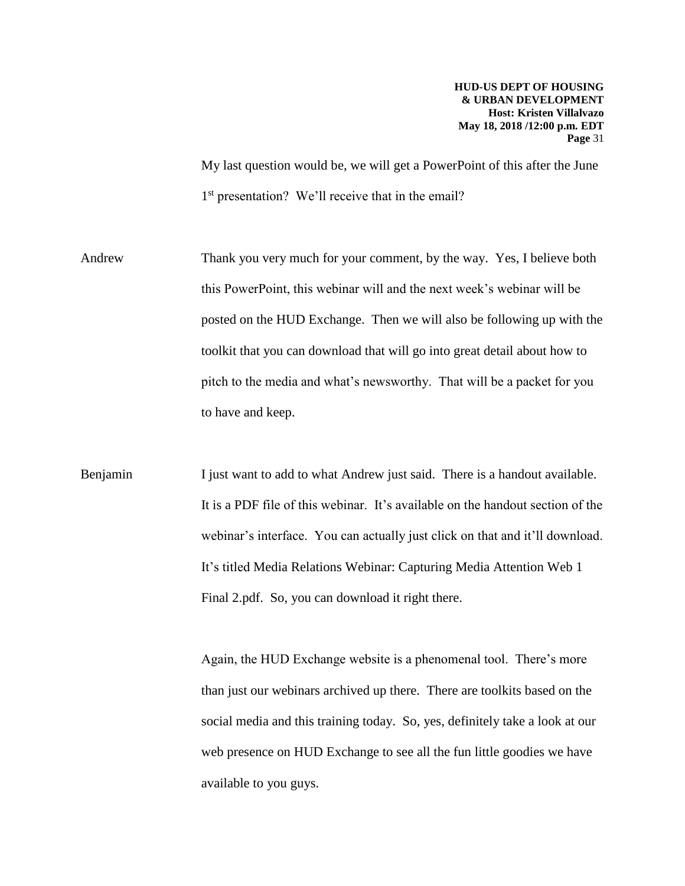My last question would be, we will get a PowerPoint of this after the June 1st presentation? We'll receive that in the email?

Andrew Thank you very much for your comment, by the way. Yes, I believe both this PowerPoint, this webinar will and the next week's webinar will be posted on the HUD Exchange. Then we will also be following up with the toolkit that you can download that will go into great detail about how to pitch to the media and what's newsworthy. That will be a packet for you to have and keep.

Benjamin I just want to add to what Andrew just said. There is a handout available. It is a PDF file of this webinar. It's available on the handout section of the webinar's interface. You can actually just click on that and it'll download. It's titled Media Relations Webinar: Capturing Media Attention Web 1 Final 2.pdf. So, you can download it right there.

Again, the HUD Exchange website is a phenomenal tool. There's more than just our webinars archived up there. There are toolkits based on the social media and this training today. So, yes, definitely take a look at our web presence on HUD Exchange to see all the fun little goodies we have available to you guys.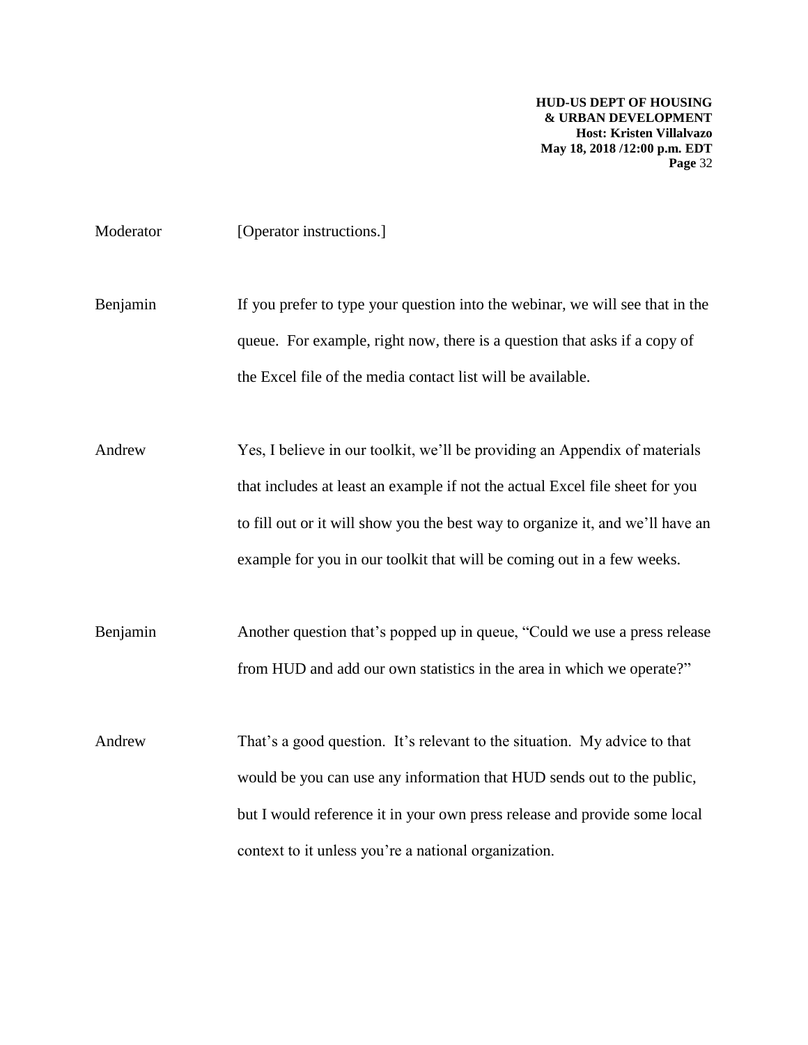Moderator [Operator instructions.]

Benjamin If you prefer to type your question into the webinar, we will see that in the queue. For example, right now, there is a question that asks if a copy of the Excel file of the media contact list will be available.

Andrew Yes, I believe in our toolkit, we'll be providing an Appendix of materials that includes at least an example if not the actual Excel file sheet for you to fill out or it will show you the best way to organize it, and we'll have an example for you in our toolkit that will be coming out in a few weeks.

Benjamin Another question that's popped up in queue, "Could we use a press release from HUD and add our own statistics in the area in which we operate?"

Andrew That's a good question. It's relevant to the situation. My advice to that would be you can use any information that HUD sends out to the public, but I would reference it in your own press release and provide some local context to it unless you're a national organization.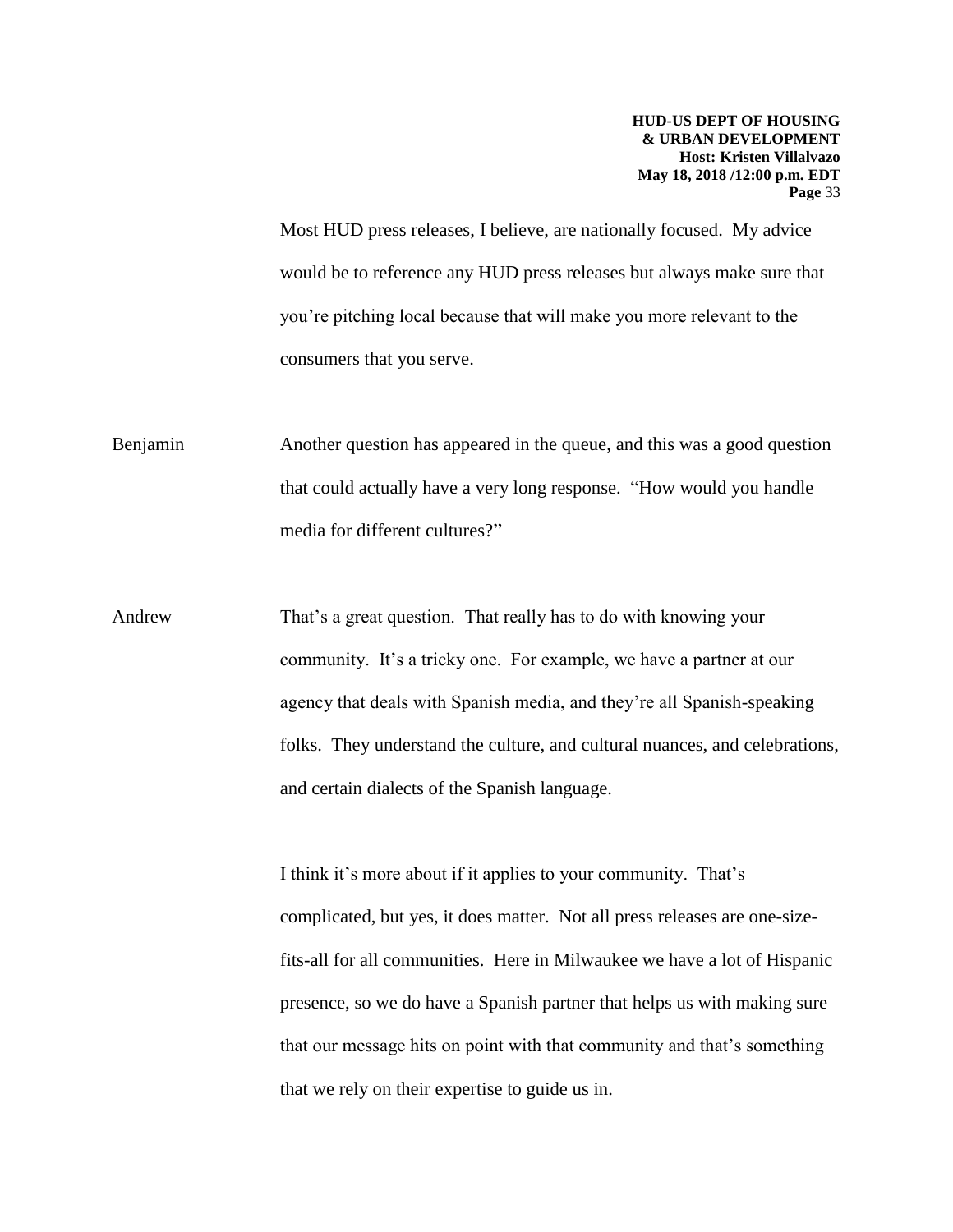Most HUD press releases, I believe, are nationally focused. My advice would be to reference any HUD press releases but always make sure that you're pitching local because that will make you more relevant to the consumers that you serve.

Benjamin Another question has appeared in the queue, and this was a good question that could actually have a very long response. "How would you handle media for different cultures?"

Andrew That's a great question. That really has to do with knowing your community. It's a tricky one. For example, we have a partner at our agency that deals with Spanish media, and they're all Spanish-speaking folks. They understand the culture, and cultural nuances, and celebrations, and certain dialects of the Spanish language.

I think it's more about if it applies to your community. That's complicated, but yes, it does matter. Not all press releases are one-size-fits-all for all communities. Here in Milwaukee we have a lot of Hispanic presence, so we do have a Spanish partner that helps us with making sure that our message hits on point with that community and that's something that we rely on their expertise to guide us in.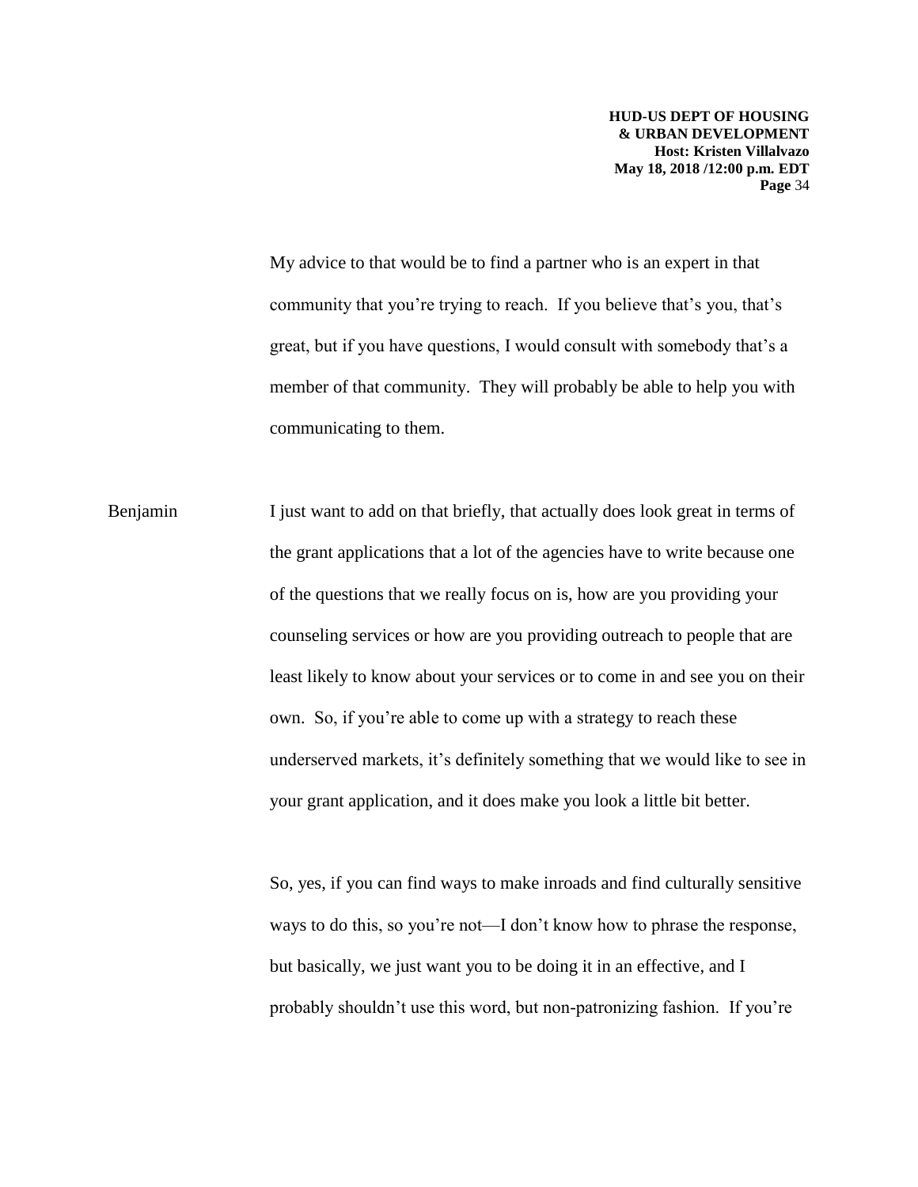My advice to that would be to find a partner who is an expert in that community that you're trying to reach. If you believe that's you, that's great, but if you have questions, I would consult with somebody that's a member of that community. They will probably be able to help you with communicating to them.

Benjamin I just want to add on that briefly, that actually does look great in terms of the grant applications that a lot of the agencies have to write because one of the questions that we really focus on is, how are you providing your counseling services or how are you providing outreach to people that are least likely to know about your services or to come in and see you on their own. So, if you're able to come up with a strategy to reach these underserved markets, it's definitely something that we would like to see in your grant application, and it does make you look a little bit better.

So, yes, if you can find ways to make inroads and find culturally sensitive ways to do this, so you're not—I don't know how to phrase the response, but basically, we just want you to be doing it in an effective, and I probably shouldn't use this word, but non-patronizing fashion. If you're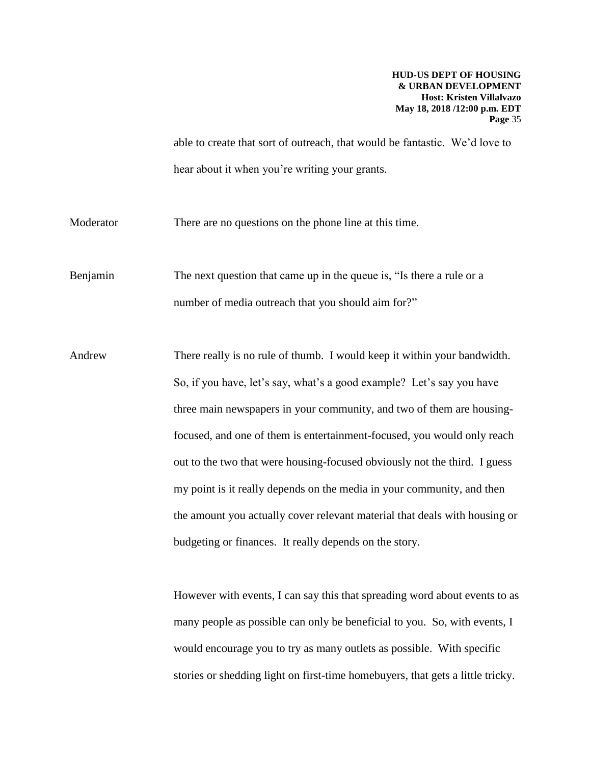able to create that sort of outreach, that would be fantastic. We'd love to hear about it when you're writing your grants.

Moderator There are no questions on the phone line at this time.

Benjamin The next question that came up in the queue is, "Is there a rule or a number of media outreach that you should aim for?"

Andrew There really is no rule of thumb. I would keep it within your bandwidth. So, if you have, let's say, what's a good example? Let's say you have three main newspapers in your community, and two of them are housing-focused, and one of them is entertainment-focused, you would only reach out to the two that were housing-focused obviously not the third. I guess my point is it really depends on the media in your community, and then the amount you actually cover relevant material that deals with housing or budgeting or finances. It really depends on the story.

However with events, I can say this that spreading word about events to as many people as possible can only be beneficial to you. So, with events, I would encourage you to try as many outlets as possible. With specific stories or shedding light on first-time homebuyers, that gets a little tricky.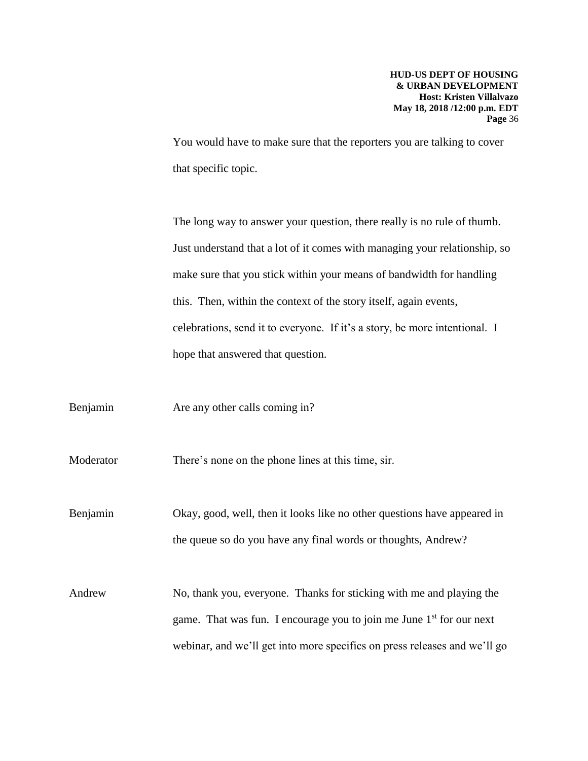You would have to make sure that the reporters you are talking to cover that specific topic.

The long way to answer your question, there really is no rule of thumb. Just understand that a lot of it comes with managing your relationship, so make sure that you stick within your means of bandwidth for handling this. Then, within the context of the story itself, again events, celebrations, send it to everyone. If it's a story, be more intentional. I hope that answered that question.

Benjamin Are any other calls coming in?

Moderator There's none on the phone lines at this time, sir.

Benjamin Okay, good, well, then it looks like no other questions have appeared in the queue so do you have any final words or thoughts, Andrew?

Andrew No, thank you, everyone. Thanks for sticking with me and playing the game. That was fun. I encourage you to join me June 1st for our next webinar, and we'll get into more specifics on press releases and we'll go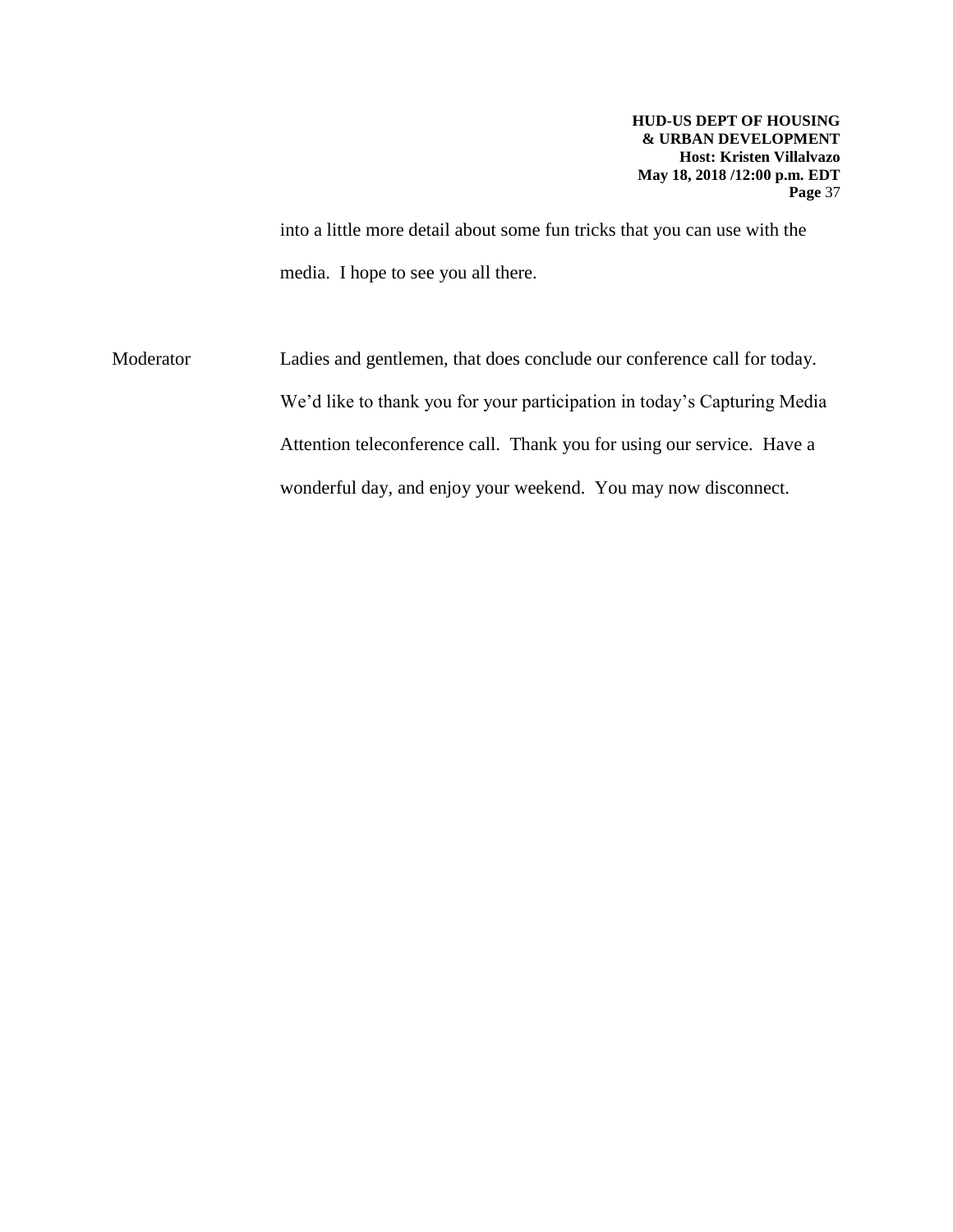into a little more detail about some fun tricks that you can use with the media. I hope to see you all there.

Moderator Ladies and gentlemen, that does conclude our conference call for today. We'd like to thank you for your participation in today's Capturing Media Attention teleconference call. Thank you for using our service. Have a wonderful day, and enjoy your weekend. You may now disconnect.